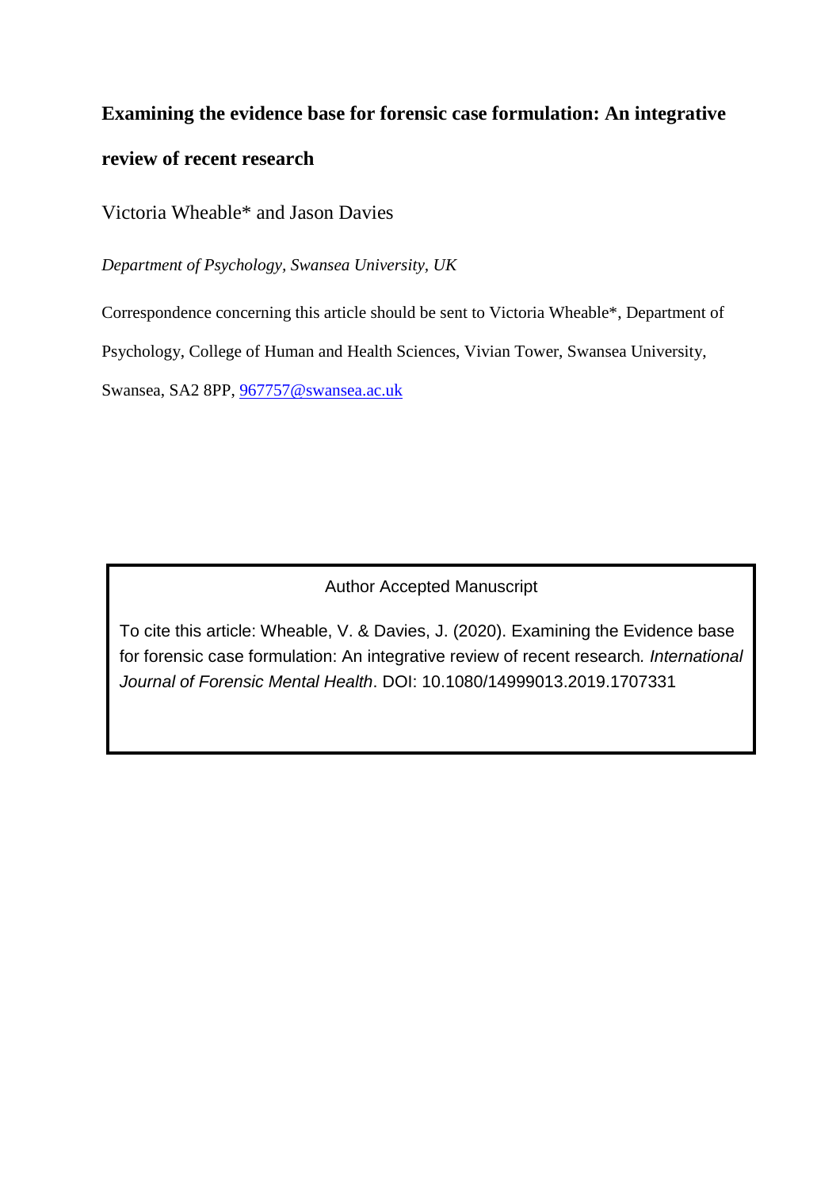# Examining the evidence base for forensic case formulation: An integrative review of recent research

Victoria Wheable* and Jason Davies

*Department of Psychology, Swansea University, UK*

Correspondence concerning this article should be sent to Victoria Wheable*, Department of Psychology, College of Human and Health Sciences, Vivian Tower, Swansea University, Swansea, SA2 8PP, 967757@swansea.ac.uk

Author Accepted Manuscript

To cite this article: Wheable, V. & Davies, J. (2020). Examining the Evidence base for forensic case formulation: An integrative review of recent research. *International Journal of Forensic Mental Health*. DOI: 10.1080/14999013.2019.1707331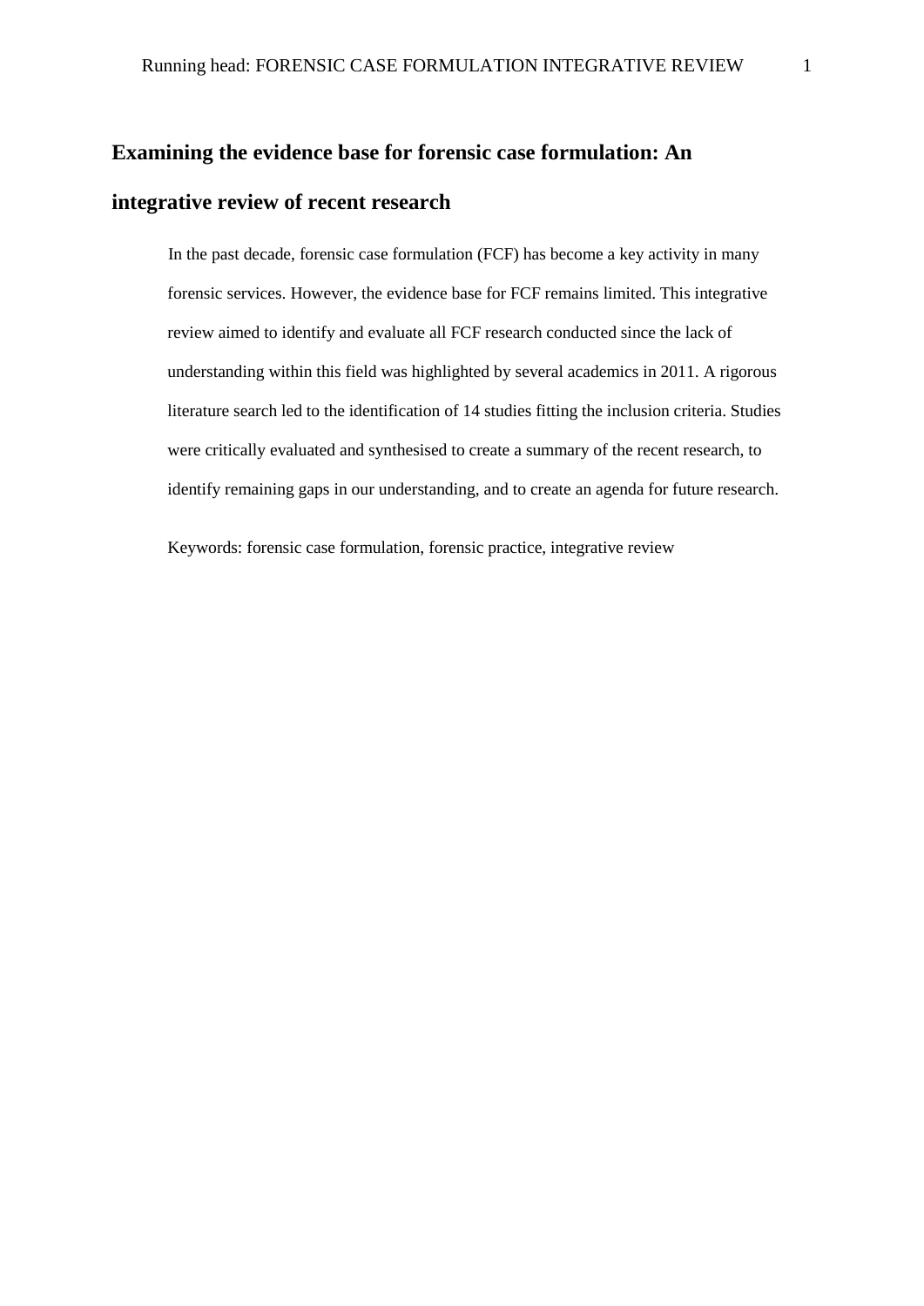# Examining the evidence base for forensic case formulation: An integrative review of recent research

In the past decade, forensic case formulation (FCF) has become a key activity in many forensic services. However, the evidence base for FCF remains limited. This integrative review aimed to identify and evaluate all FCF research conducted since the lack of understanding within this field was highlighted by several academics in 2011. A rigorous literature search led to the identification of 14 studies fitting the inclusion criteria. Studies were critically evaluated and synthesised to create a summary of the recent research, to identify remaining gaps in our understanding, and to create an agenda for future research.

Keywords: forensic case formulation, forensic practice, integrative review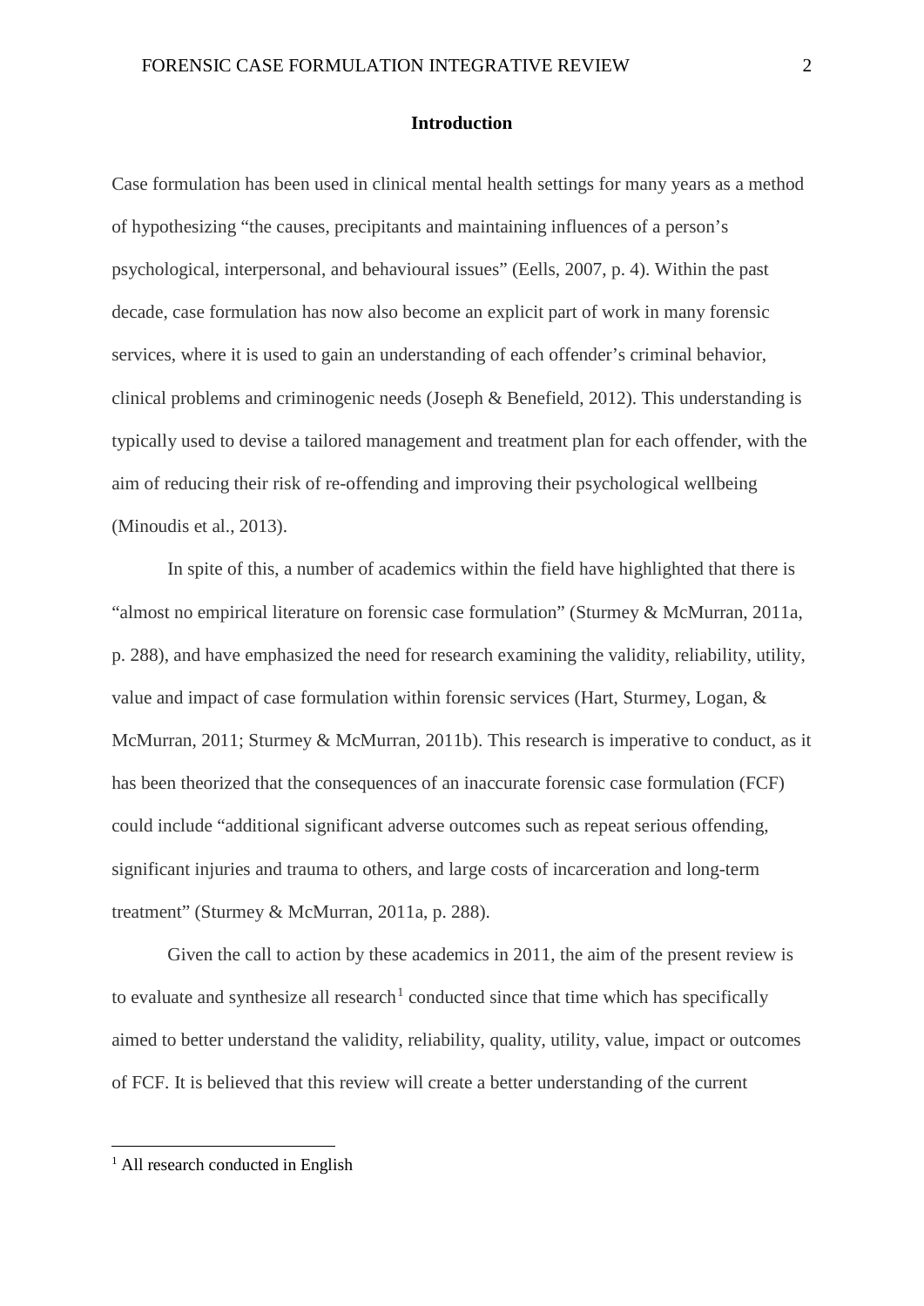## Introduction

Case formulation has been used in clinical mental health settings for many years as a method of hypothesizing "the causes, precipitants and maintaining influences of a person's psychological, interpersonal, and behavioural issues" (Eells, 2007, p. 4). Within the past decade, case formulation has now also become an explicit part of work in many forensic services, where it is used to gain an understanding of each offender's criminal behavior, clinical problems and criminogenic needs (Joseph & Benefield, 2012). This understanding is typically used to devise a tailored management and treatment plan for each offender, with the aim of reducing their risk of re-offending and improving their psychological wellbeing (Minoudis et al., 2013).

In spite of this, a number of academics within the field have highlighted that there is "almost no empirical literature on forensic case formulation" (Sturmey & McMurran, 2011a, p. 288), and have emphasized the need for research examining the validity, reliability, utility, value and impact of case formulation within forensic services (Hart, Sturmey, Logan, & McMurran, 2011; Sturmey & McMurran, 2011b). This research is imperative to conduct, as it has been theorized that the consequences of an inaccurate forensic case formulation (FCF) could include "additional significant adverse outcomes such as repeat serious offending, significant injuries and trauma to others, and large costs of incarceration and long-term treatment" (Sturmey & McMurran, 2011a, p. 288).

Given the call to action by these academics in 2011, the aim of the present review is to evaluate and synthesize all research[1] conducted since that time which has specifically aimed to better understand the validity, reliability, quality, utility, value, impact or outcomes of FCF. It is believed that this review will create a better understanding of the current

[1] All research conducted in English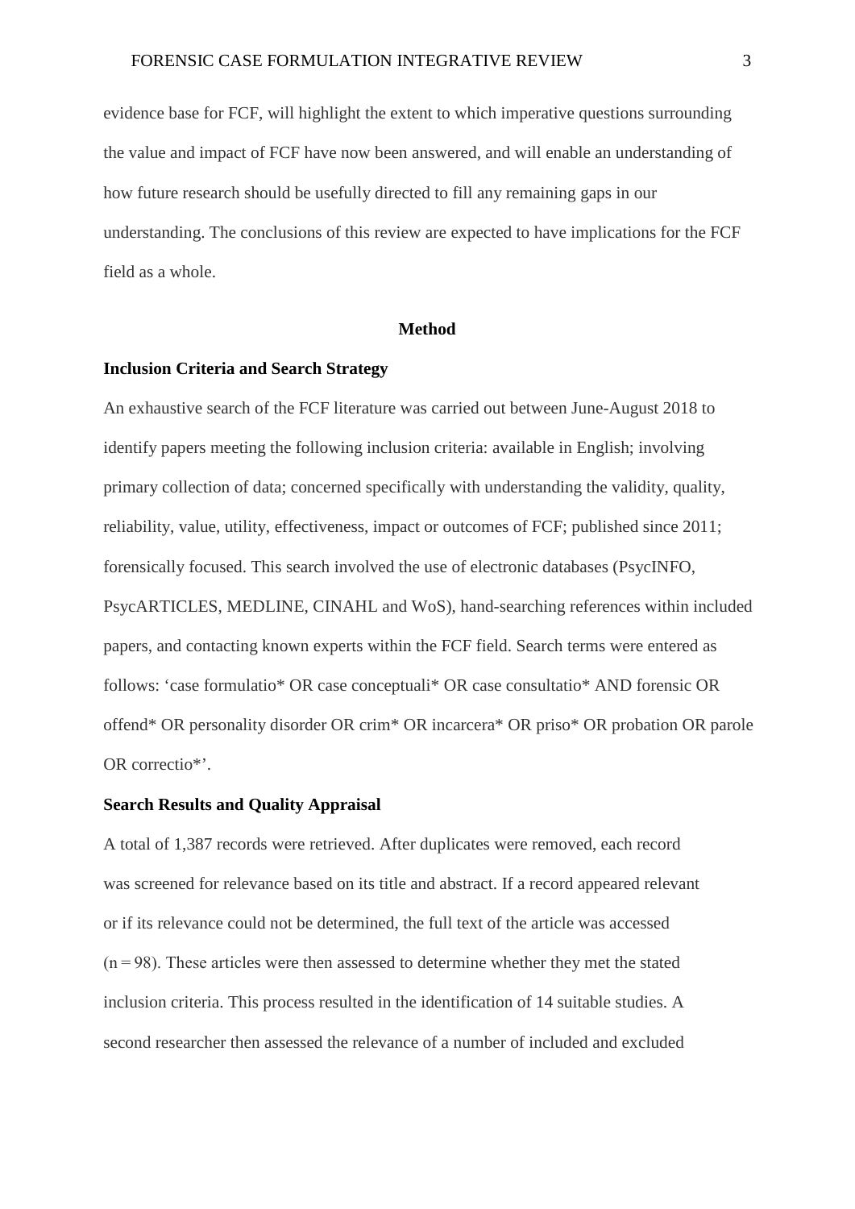evidence base for FCF, will highlight the extent to which imperative questions surrounding the value and impact of FCF have now been answered, and will enable an understanding of how future research should be usefully directed to fill any remaining gaps in our understanding. The conclusions of this review are expected to have implications for the FCF field as a whole.

## Method

### Inclusion Criteria and Search Strategy

An exhaustive search of the FCF literature was carried out between June-August 2018 to identify papers meeting the following inclusion criteria: available in English; involving primary collection of data; concerned specifically with understanding the validity, quality, reliability, value, utility, effectiveness, impact or outcomes of FCF; published since 2011; forensically focused. This search involved the use of electronic databases (PsycINFO, PsycARTICLES, MEDLINE, CINAHL and WoS), hand-searching references within included papers, and contacting known experts within the FCF field. Search terms were entered as follows: 'case formulatio* OR case conceptuali* OR case consultatio* AND forensic OR offend* OR personality disorder OR crim* OR incarcera* OR priso* OR probation OR parole OR correctio*'.

### Search Results and Quality Appraisal

A total of 1,387 records were retrieved. After duplicates were removed, each record was screened for relevance based on its title and abstract. If a record appeared relevant or if its relevance could not be determined, the full text of the article was accessed (n = 98). These articles were then assessed to determine whether they met the stated inclusion criteria. This process resulted in the identification of 14 suitable studies. A second researcher then assessed the relevance of a number of included and excluded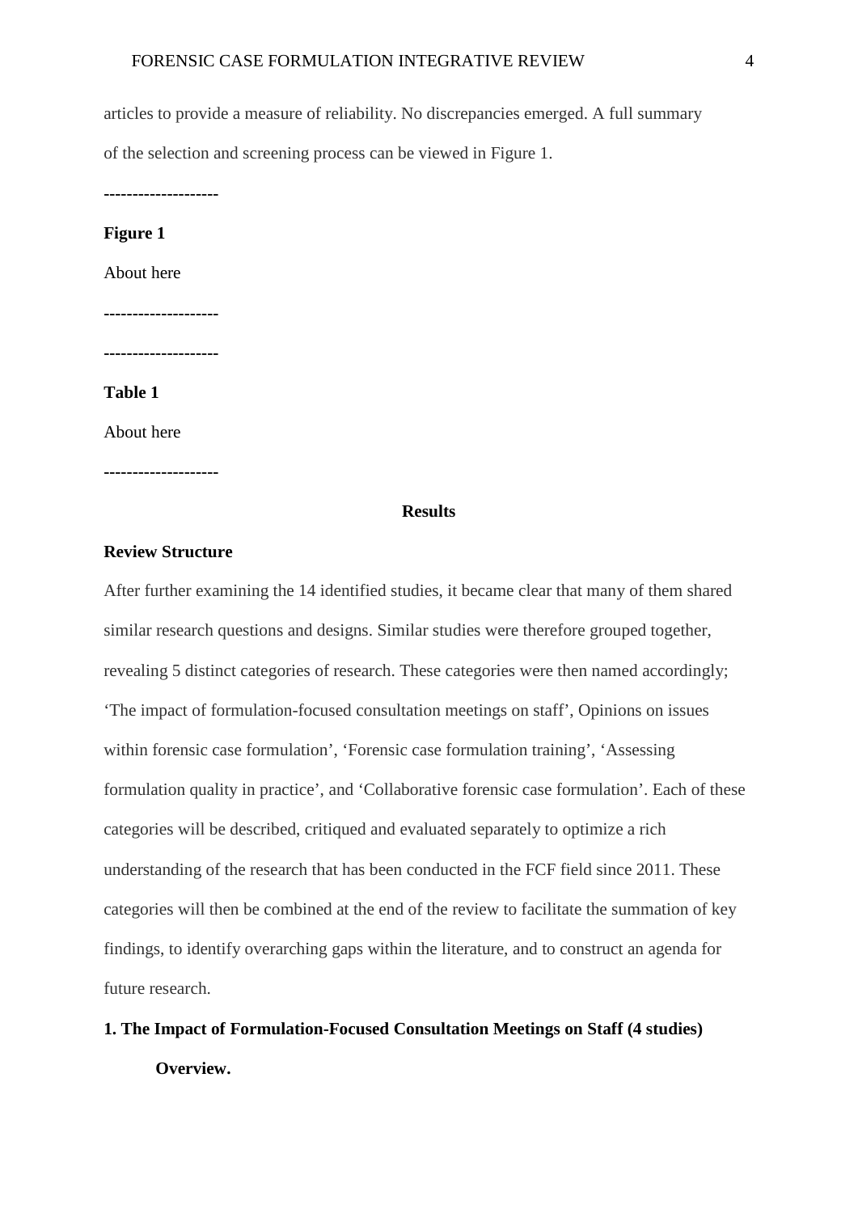articles to provide a measure of reliability. No discrepancies emerged. A full summary of the selection and screening process can be viewed in Figure 1.

--------------------

**Figure 1**

About here

--------------------

--------------------

**Table 1**

About here

--------------------

## Results

### Review Structure

After further examining the 14 identified studies, it became clear that many of them shared similar research questions and designs. Similar studies were therefore grouped together, revealing 5 distinct categories of research. These categories were then named accordingly; 'The impact of formulation-focused consultation meetings on staff', Opinions on issues within forensic case formulation', 'Forensic case formulation training', 'Assessing formulation quality in practice', and 'Collaborative forensic case formulation'. Each of these categories will be described, critiqued and evaluated separately to optimize a rich understanding of the research that has been conducted in the FCF field since 2011. These categories will then be combined at the end of the review to facilitate the summation of key findings, to identify overarching gaps within the literature, and to construct an agenda for future research.

### 1. The Impact of Formulation-Focused Consultation Meetings on Staff (4 studies)

#### Overview.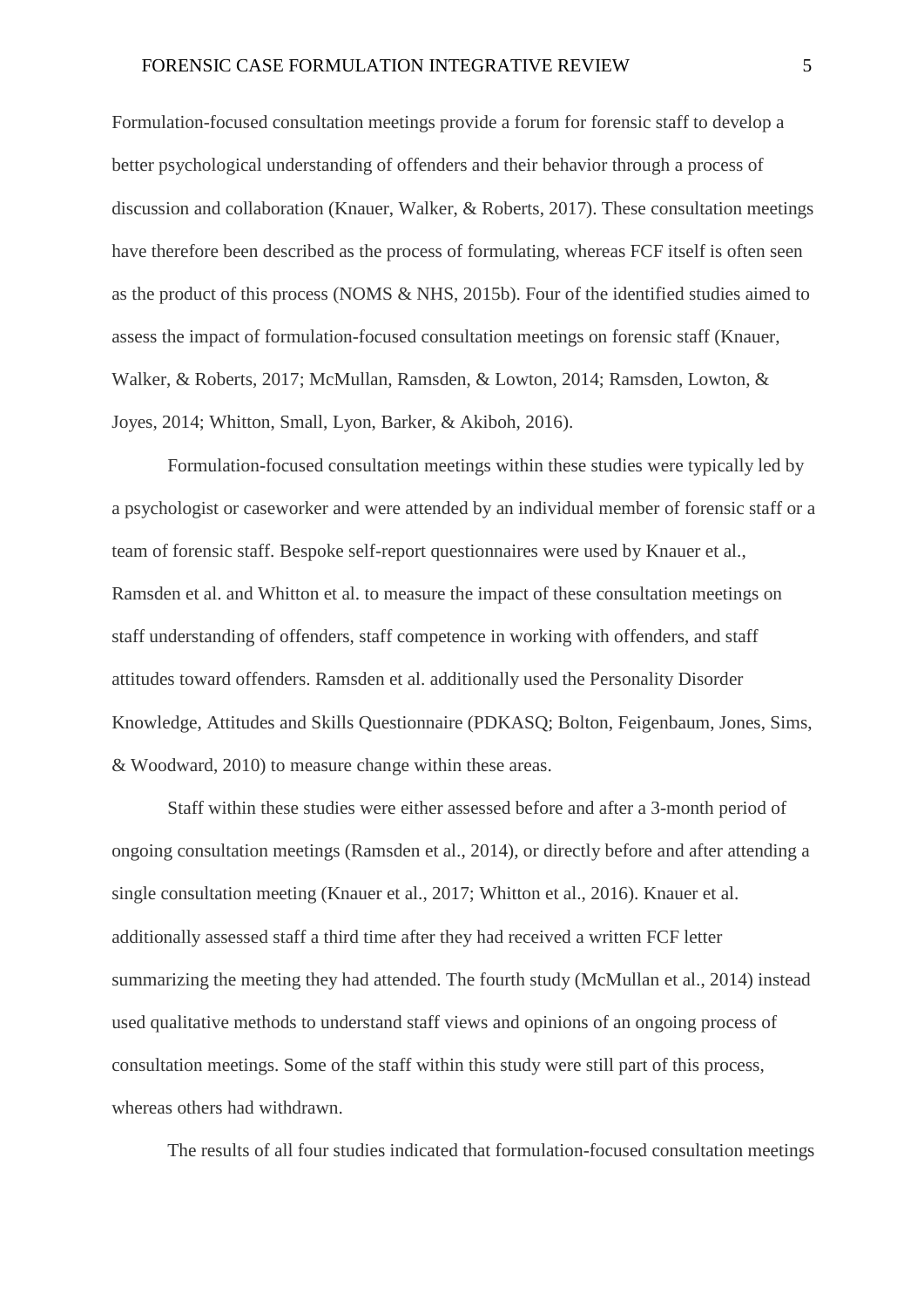Formulation-focused consultation meetings provide a forum for forensic staff to develop a better psychological understanding of offenders and their behavior through a process of discussion and collaboration (Knauer, Walker, & Roberts, 2017). These consultation meetings have therefore been described as the process of formulating, whereas FCF itself is often seen as the product of this process (NOMS & NHS, 2015b). Four of the identified studies aimed to assess the impact of formulation-focused consultation meetings on forensic staff (Knauer, Walker, & Roberts, 2017; McMullan, Ramsden, & Lowton, 2014; Ramsden, Lowton, & Joyes, 2014; Whitton, Small, Lyon, Barker, & Akiboh, 2016).

Formulation-focused consultation meetings within these studies were typically led by a psychologist or caseworker and were attended by an individual member of forensic staff or a team of forensic staff. Bespoke self-report questionnaires were used by Knauer et al., Ramsden et al. and Whitton et al. to measure the impact of these consultation meetings on staff understanding of offenders, staff competence in working with offenders, and staff attitudes toward offenders. Ramsden et al. additionally used the Personality Disorder Knowledge, Attitudes and Skills Questionnaire (PDKASQ; Bolton, Feigenbaum, Jones, Sims, & Woodward, 2010) to measure change within these areas.

Staff within these studies were either assessed before and after a 3-month period of ongoing consultation meetings (Ramsden et al., 2014), or directly before and after attending a single consultation meeting (Knauer et al., 2017; Whitton et al., 2016). Knauer et al. additionally assessed staff a third time after they had received a written FCF letter summarizing the meeting they had attended. The fourth study (McMullan et al., 2014) instead used qualitative methods to understand staff views and opinions of an ongoing process of consultation meetings. Some of the staff within this study were still part of this process, whereas others had withdrawn.

The results of all four studies indicated that formulation-focused consultation meetings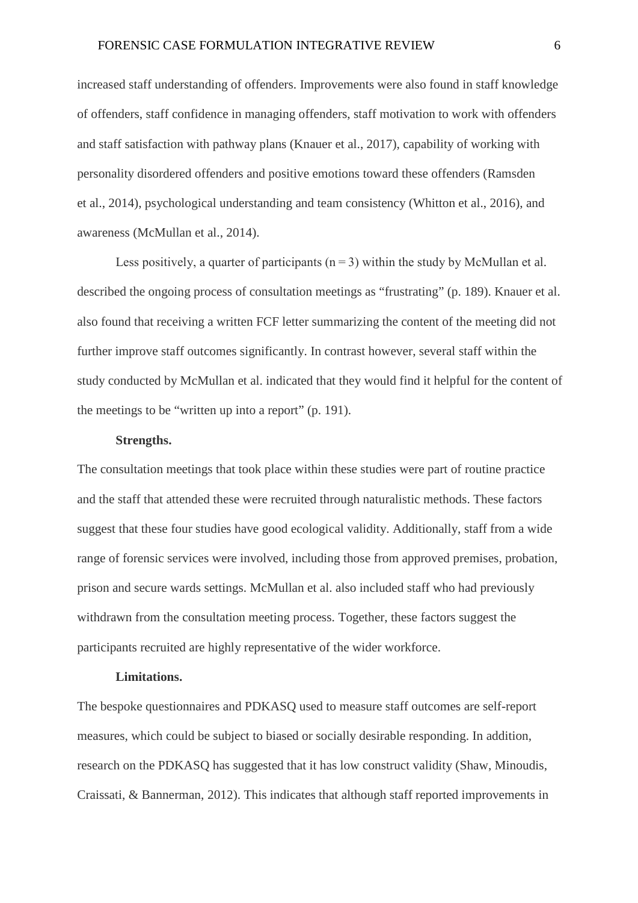increased staff understanding of offenders. Improvements were also found in staff knowledge of offenders, staff confidence in managing offenders, staff motivation to work with offenders and staff satisfaction with pathway plans (Knauer et al., 2017), capability of working with personality disordered offenders and positive emotions toward these offenders (Ramsden et al., 2014), psychological understanding and team consistency (Whitton et al., 2016), and awareness (McMullan et al., 2014).

Less positively, a quarter of participants (n = 3) within the study by McMullan et al. described the ongoing process of consultation meetings as "frustrating" (p. 189). Knauer et al. also found that receiving a written FCF letter summarizing the content of the meeting did not further improve staff outcomes significantly. In contrast however, several staff within the study conducted by McMullan et al. indicated that they would find it helpful for the content of the meetings to be "written up into a report" (p. 191).

**Strengths.**

The consultation meetings that took place within these studies were part of routine practice and the staff that attended these were recruited through naturalistic methods. These factors suggest that these four studies have good ecological validity. Additionally, staff from a wide range of forensic services were involved, including those from approved premises, probation, prison and secure wards settings. McMullan et al. also included staff who had previously withdrawn from the consultation meeting process. Together, these factors suggest the participants recruited are highly representative of the wider workforce.

**Limitations.**

The bespoke questionnaires and PDKASQ used to measure staff outcomes are self-report measures, which could be subject to biased or socially desirable responding. In addition, research on the PDKASQ has suggested that it has low construct validity (Shaw, Minoudis, Craissati, & Bannerman, 2012). This indicates that although staff reported improvements in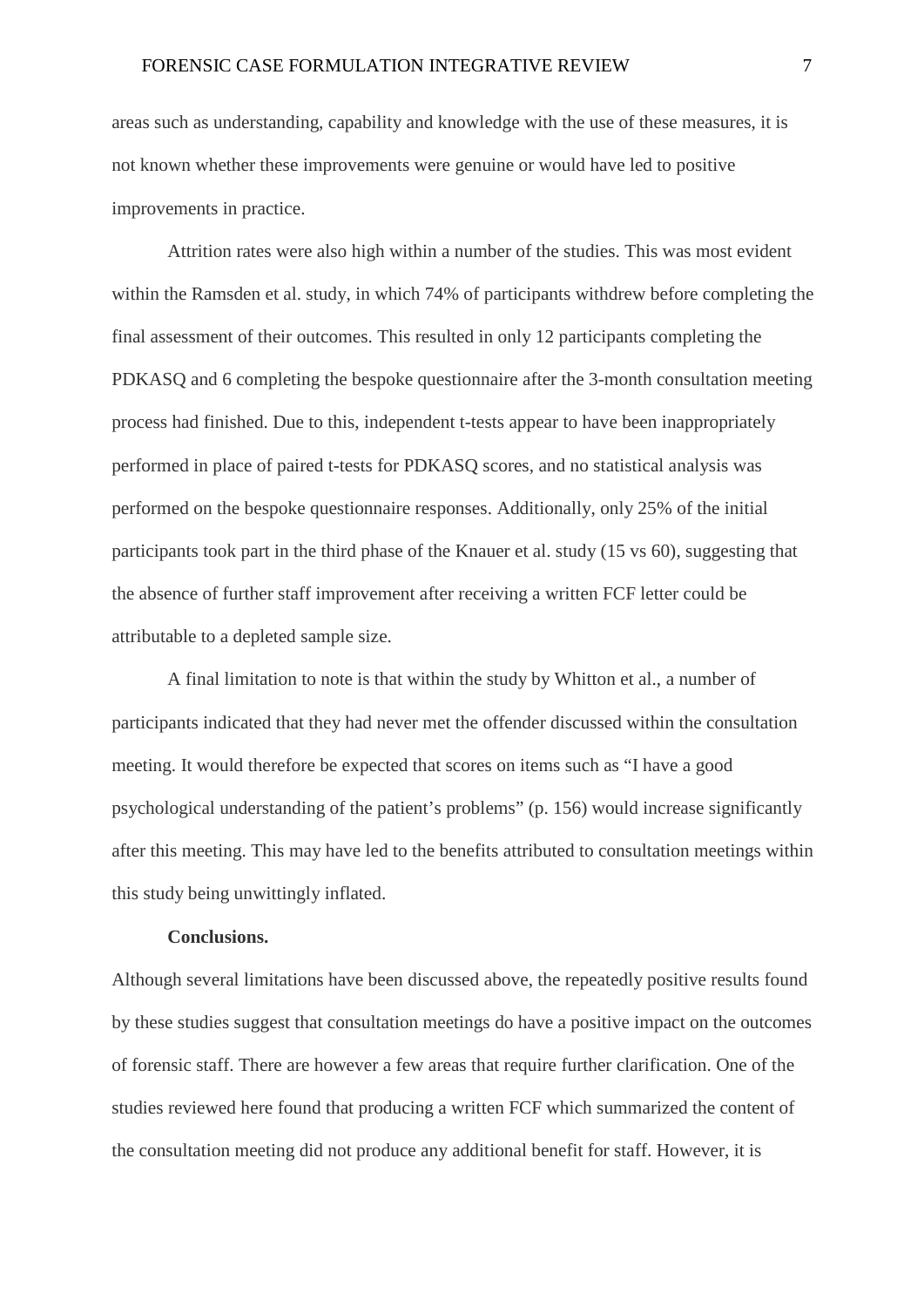areas such as understanding, capability and knowledge with the use of these measures, it is not known whether these improvements were genuine or would have led to positive improvements in practice.

Attrition rates were also high within a number of the studies. This was most evident within the Ramsden et al. study, in which 74% of participants withdrew before completing the final assessment of their outcomes. This resulted in only 12 participants completing the PDKASQ and 6 completing the bespoke questionnaire after the 3-month consultation meeting process had finished. Due to this, independent t-tests appear to have been inappropriately performed in place of paired t-tests for PDKASQ scores, and no statistical analysis was performed on the bespoke questionnaire responses. Additionally, only 25% of the initial participants took part in the third phase of the Knauer et al. study (15 vs 60), suggesting that the absence of further staff improvement after receiving a written FCF letter could be attributable to a depleted sample size.

A final limitation to note is that within the study by Whitton et al., a number of participants indicated that they had never met the offender discussed within the consultation meeting. It would therefore be expected that scores on items such as "I have a good psychological understanding of the patient's problems" (p. 156) would increase significantly after this meeting. This may have led to the benefits attributed to consultation meetings within this study being unwittingly inflated.

**Conclusions.**

Although several limitations have been discussed above, the repeatedly positive results found by these studies suggest that consultation meetings do have a positive impact on the outcomes of forensic staff. There are however a few areas that require further clarification. One of the studies reviewed here found that producing a written FCF which summarized the content of the consultation meeting did not produce any additional benefit for staff. However, it is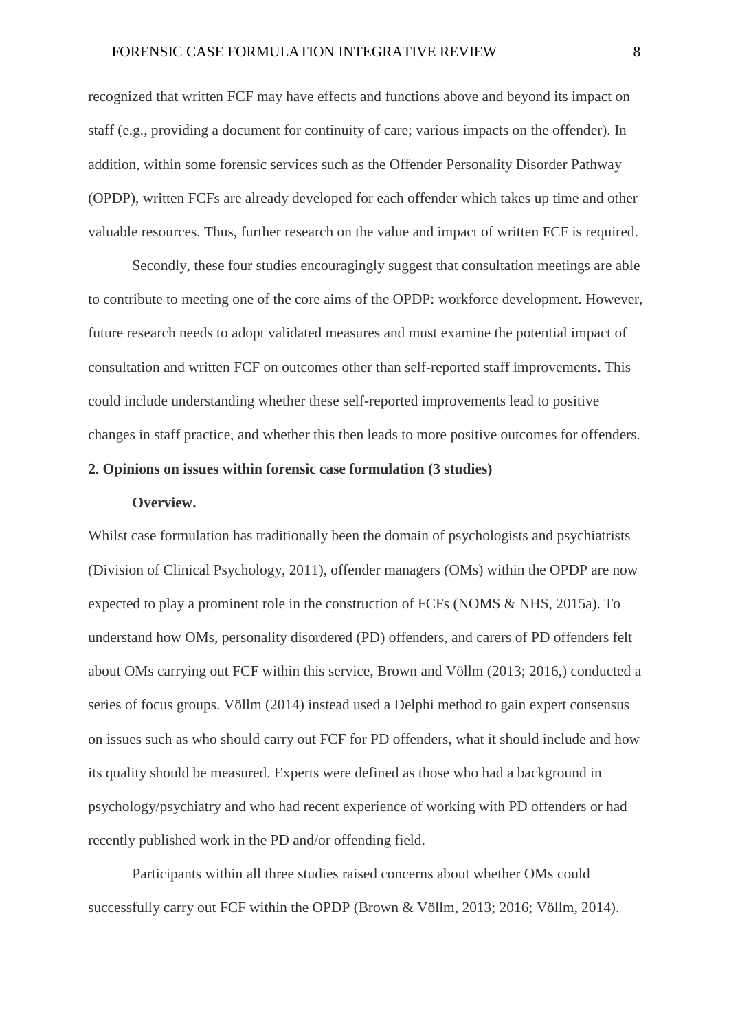recognized that written FCF may have effects and functions above and beyond its impact on staff (e.g., providing a document for continuity of care; various impacts on the offender). In addition, within some forensic services such as the Offender Personality Disorder Pathway (OPDP), written FCFs are already developed for each offender which takes up time and other valuable resources. Thus, further research on the value and impact of written FCF is required.

Secondly, these four studies encouragingly suggest that consultation meetings are able to contribute to meeting one of the core aims of the OPDP: workforce development. However, future research needs to adopt validated measures and must examine the potential impact of consultation and written FCF on outcomes other than self-reported staff improvements. This could include understanding whether these self-reported improvements lead to positive changes in staff practice, and whether this then leads to more positive outcomes for offenders.

**2. Opinions on issues within forensic case formulation (3 studies)**

**Overview.**

Whilst case formulation has traditionally been the domain of psychologists and psychiatrists (Division of Clinical Psychology, 2011), offender managers (OMs) within the OPDP are now expected to play a prominent role in the construction of FCFs (NOMS & NHS, 2015a). To understand how OMs, personality disordered (PD) offenders, and carers of PD offenders felt about OMs carrying out FCF within this service, Brown and Völlm (2013; 2016,) conducted a series of focus groups. Völlm (2014) instead used a Delphi method to gain expert consensus on issues such as who should carry out FCF for PD offenders, what it should include and how its quality should be measured. Experts were defined as those who had a background in psychology/psychiatry and who had recent experience of working with PD offenders or had recently published work in the PD and/or offending field.

Participants within all three studies raised concerns about whether OMs could successfully carry out FCF within the OPDP (Brown & Völlm, 2013; 2016; Völlm, 2014).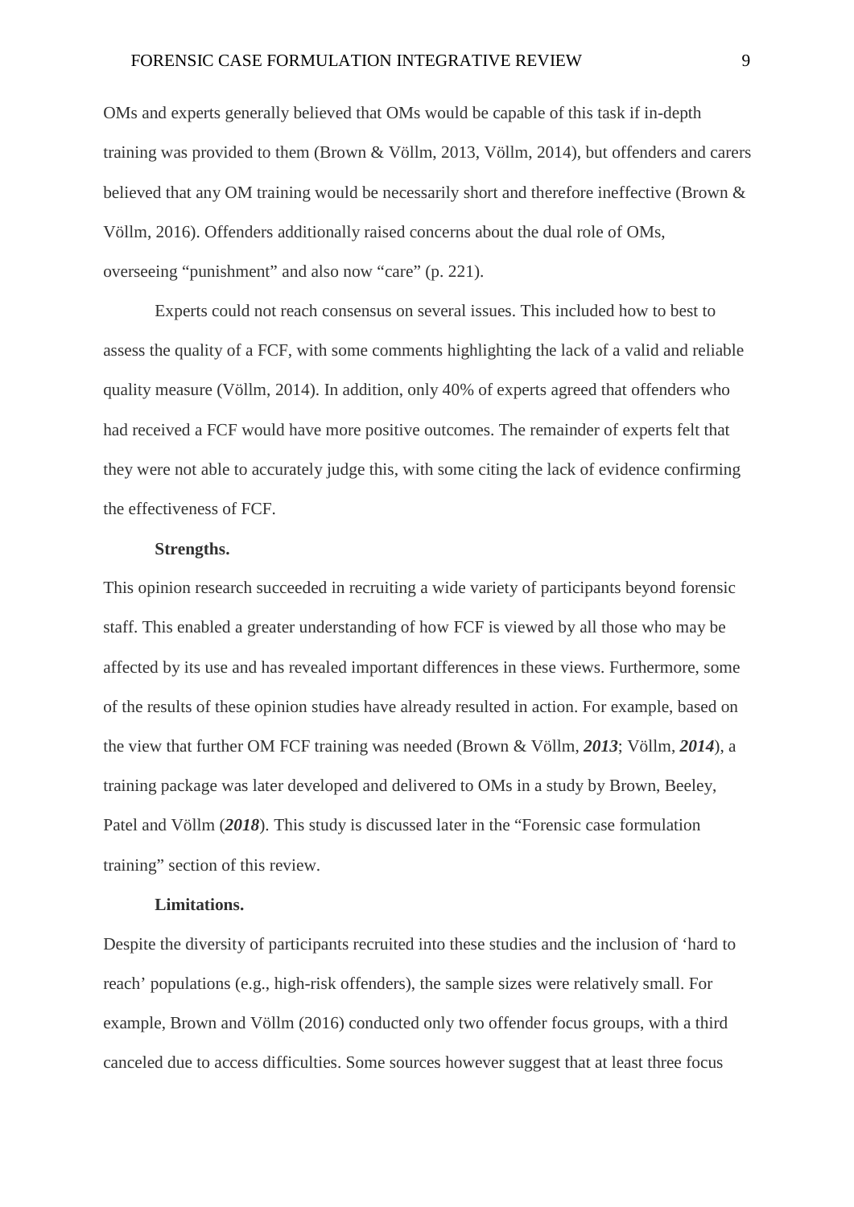OMs and experts generally believed that OMs would be capable of this task if in-depth training was provided to them (Brown & Völlm, 2013, Völlm, 2014), but offenders and carers believed that any OM training would be necessarily short and therefore ineffective (Brown & Völlm, 2016). Offenders additionally raised concerns about the dual role of OMs, overseeing "punishment" and also now "care" (p. 221).

Experts could not reach consensus on several issues. This included how to best to assess the quality of a FCF, with some comments highlighting the lack of a valid and reliable quality measure (Völlm, 2014). In addition, only 40% of experts agreed that offenders who had received a FCF would have more positive outcomes. The remainder of experts felt that they were not able to accurately judge this, with some citing the lack of evidence confirming the effectiveness of FCF.

**Strengths.**

This opinion research succeeded in recruiting a wide variety of participants beyond forensic staff. This enabled a greater understanding of how FCF is viewed by all those who may be affected by its use and has revealed important differences in these views. Furthermore, some of the results of these opinion studies have already resulted in action. For example, based on the view that further OM FCF training was needed (Brown & Völlm, ***2013***; Völlm, ***2014***), a training package was later developed and delivered to OMs in a study by Brown, Beeley, Patel and Völlm (***2018***). This study is discussed later in the "Forensic case formulation training" section of this review.

**Limitations.**

Despite the diversity of participants recruited into these studies and the inclusion of 'hard to reach' populations (e.g., high-risk offenders), the sample sizes were relatively small. For example, Brown and Völlm (2016) conducted only two offender focus groups, with a third canceled due to access difficulties. Some sources however suggest that at least three focus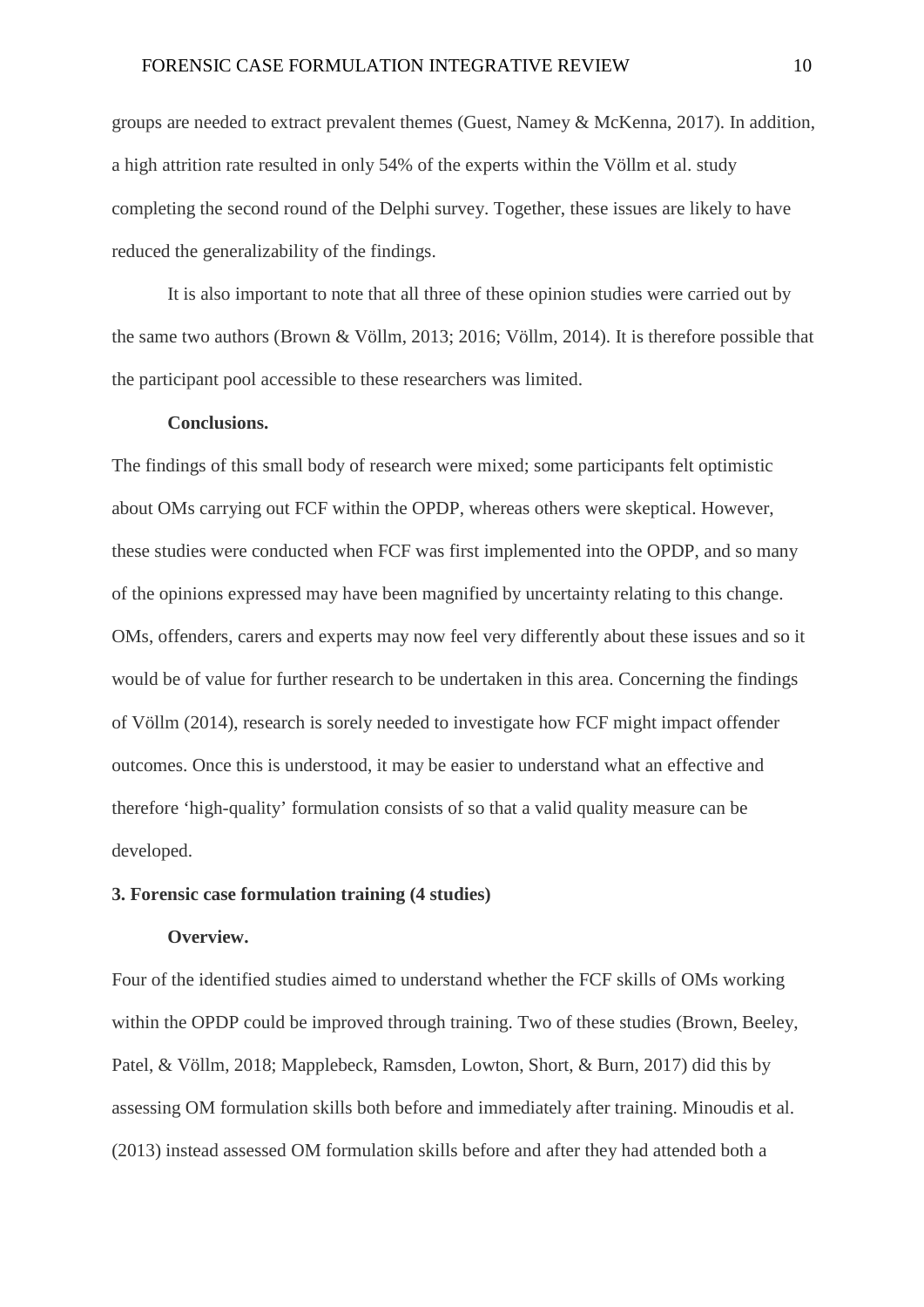groups are needed to extract prevalent themes (Guest, Namey & McKenna, 2017). In addition, a high attrition rate resulted in only 54% of the experts within the Völlm et al. study completing the second round of the Delphi survey. Together, these issues are likely to have reduced the generalizability of the findings.

It is also important to note that all three of these opinion studies were carried out by the same two authors (Brown & Völlm, 2013; 2016; Völlm, 2014). It is therefore possible that the participant pool accessible to these researchers was limited.

**Conclusions.**

The findings of this small body of research were mixed; some participants felt optimistic about OMs carrying out FCF within the OPDP, whereas others were skeptical. However, these studies were conducted when FCF was first implemented into the OPDP, and so many of the opinions expressed may have been magnified by uncertainty relating to this change. OMs, offenders, carers and experts may now feel very differently about these issues and so it would be of value for further research to be undertaken in this area. Concerning the findings of Völlm (2014), research is sorely needed to investigate how FCF might impact offender outcomes. Once this is understood, it may be easier to understand what an effective and therefore 'high-quality' formulation consists of so that a valid quality measure can be developed.

### 3. Forensic case formulation training (4 studies)

**Overview.**

Four of the identified studies aimed to understand whether the FCF skills of OMs working within the OPDP could be improved through training. Two of these studies (Brown, Beeley, Patel, & Völlm, 2018; Mapplebeck, Ramsden, Lowton, Short, & Burn, 2017) did this by assessing OM formulation skills both before and immediately after training. Minoudis et al. (2013) instead assessed OM formulation skills before and after they had attended both a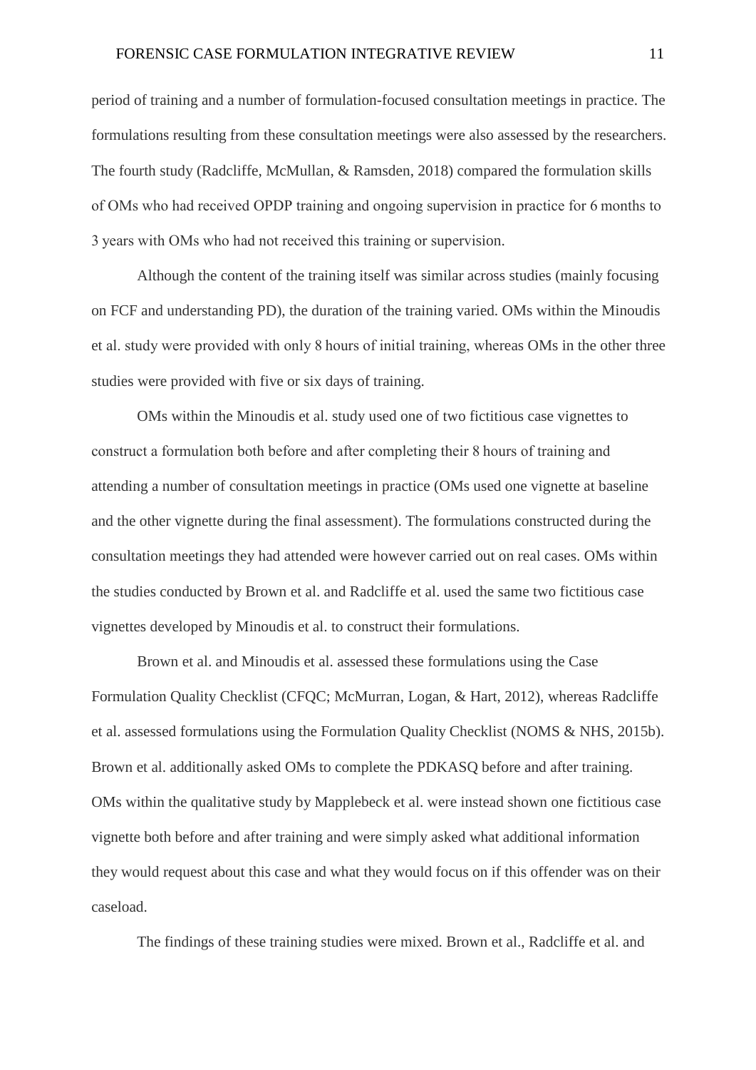period of training and a number of formulation-focused consultation meetings in practice. The formulations resulting from these consultation meetings were also assessed by the researchers. The fourth study (Radcliffe, McMullan, & Ramsden, 2018) compared the formulation skills of OMs who had received OPDP training and ongoing supervision in practice for 6 months to 3 years with OMs who had not received this training or supervision.

Although the content of the training itself was similar across studies (mainly focusing on FCF and understanding PD), the duration of the training varied. OMs within the Minoudis et al. study were provided with only 8 hours of initial training, whereas OMs in the other three studies were provided with five or six days of training.

OMs within the Minoudis et al. study used one of two fictitious case vignettes to construct a formulation both before and after completing their 8 hours of training and attending a number of consultation meetings in practice (OMs used one vignette at baseline and the other vignette during the final assessment). The formulations constructed during the consultation meetings they had attended were however carried out on real cases. OMs within the studies conducted by Brown et al. and Radcliffe et al. used the same two fictitious case vignettes developed by Minoudis et al. to construct their formulations.

Brown et al. and Minoudis et al. assessed these formulations using the Case Formulation Quality Checklist (CFQC; McMurran, Logan, & Hart, 2012), whereas Radcliffe et al. assessed formulations using the Formulation Quality Checklist (NOMS & NHS, 2015b). Brown et al. additionally asked OMs to complete the PDKASQ before and after training. OMs within the qualitative study by Mapplebeck et al. were instead shown one fictitious case vignette both before and after training and were simply asked what additional information they would request about this case and what they would focus on if this offender was on their caseload.

The findings of these training studies were mixed. Brown et al., Radcliffe et al. and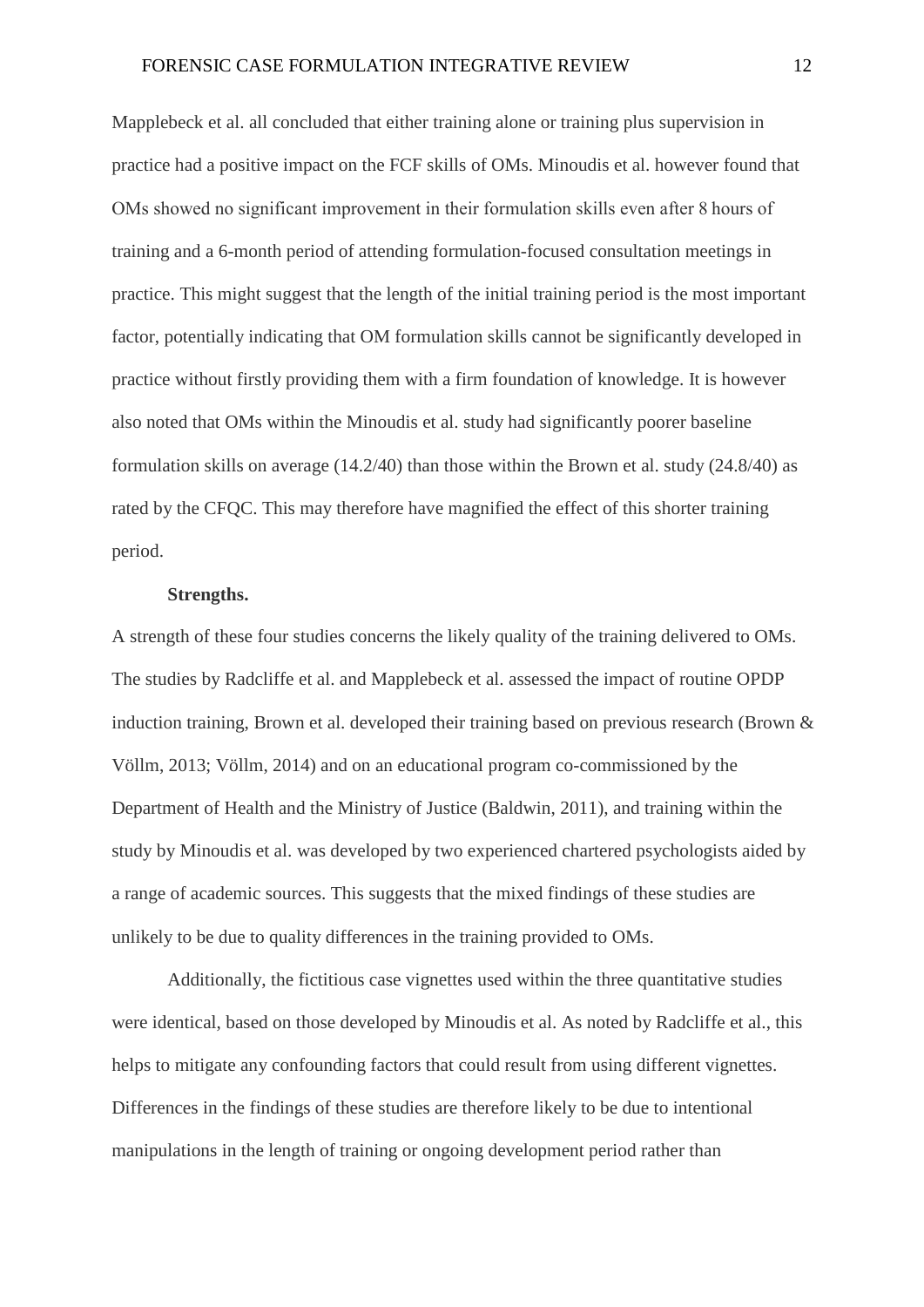Mapplebeck et al. all concluded that either training alone or training plus supervision in practice had a positive impact on the FCF skills of OMs. Minoudis et al. however found that OMs showed no significant improvement in their formulation skills even after 8 hours of training and a 6-month period of attending formulation-focused consultation meetings in practice. This might suggest that the length of the initial training period is the most important factor, potentially indicating that OM formulation skills cannot be significantly developed in practice without firstly providing them with a firm foundation of knowledge. It is however also noted that OMs within the Minoudis et al. study had significantly poorer baseline formulation skills on average (14.2/40) than those within the Brown et al. study (24.8/40) as rated by the CFQC. This may therefore have magnified the effect of this shorter training period.

**Strengths.**

A strength of these four studies concerns the likely quality of the training delivered to OMs. The studies by Radcliffe et al. and Mapplebeck et al. assessed the impact of routine OPDP induction training, Brown et al. developed their training based on previous research (Brown & Völlm, 2013; Völlm, 2014) and on an educational program co-commissioned by the Department of Health and the Ministry of Justice (Baldwin, 2011), and training within the study by Minoudis et al. was developed by two experienced chartered psychologists aided by a range of academic sources. This suggests that the mixed findings of these studies are unlikely to be due to quality differences in the training provided to OMs.

Additionally, the fictitious case vignettes used within the three quantitative studies were identical, based on those developed by Minoudis et al. As noted by Radcliffe et al., this helps to mitigate any confounding factors that could result from using different vignettes. Differences in the findings of these studies are therefore likely to be due to intentional manipulations in the length of training or ongoing development period rather than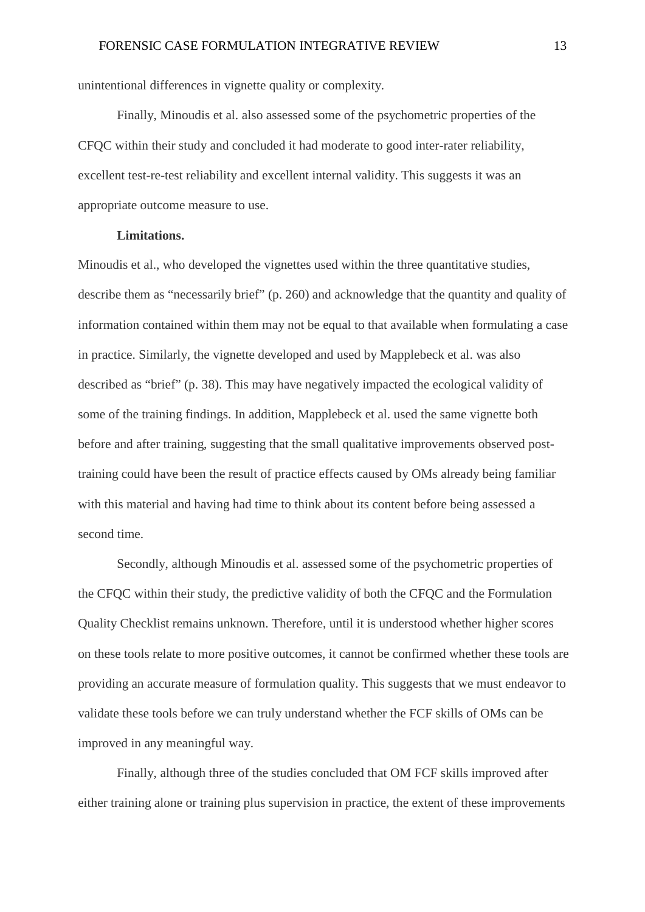unintentional differences in vignette quality or complexity.

Finally, Minoudis et al. also assessed some of the psychometric properties of the CFQC within their study and concluded it had moderate to good inter-rater reliability, excellent test-re-test reliability and excellent internal validity. This suggests it was an appropriate outcome measure to use.

**Limitations.**

Minoudis et al., who developed the vignettes used within the three quantitative studies, describe them as "necessarily brief" (p. 260) and acknowledge that the quantity and quality of information contained within them may not be equal to that available when formulating a case in practice. Similarly, the vignette developed and used by Mapplebeck et al. was also described as "brief" (p. 38). This may have negatively impacted the ecological validity of some of the training findings. In addition, Mapplebeck et al. used the same vignette both before and after training, suggesting that the small qualitative improvements observed post-training could have been the result of practice effects caused by OMs already being familiar with this material and having had time to think about its content before being assessed a second time.

Secondly, although Minoudis et al. assessed some of the psychometric properties of the CFQC within their study, the predictive validity of both the CFQC and the Formulation Quality Checklist remains unknown. Therefore, until it is understood whether higher scores on these tools relate to more positive outcomes, it cannot be confirmed whether these tools are providing an accurate measure of formulation quality. This suggests that we must endeavor to validate these tools before we can truly understand whether the FCF skills of OMs can be improved in any meaningful way.

Finally, although three of the studies concluded that OM FCF skills improved after either training alone or training plus supervision in practice, the extent of these improvements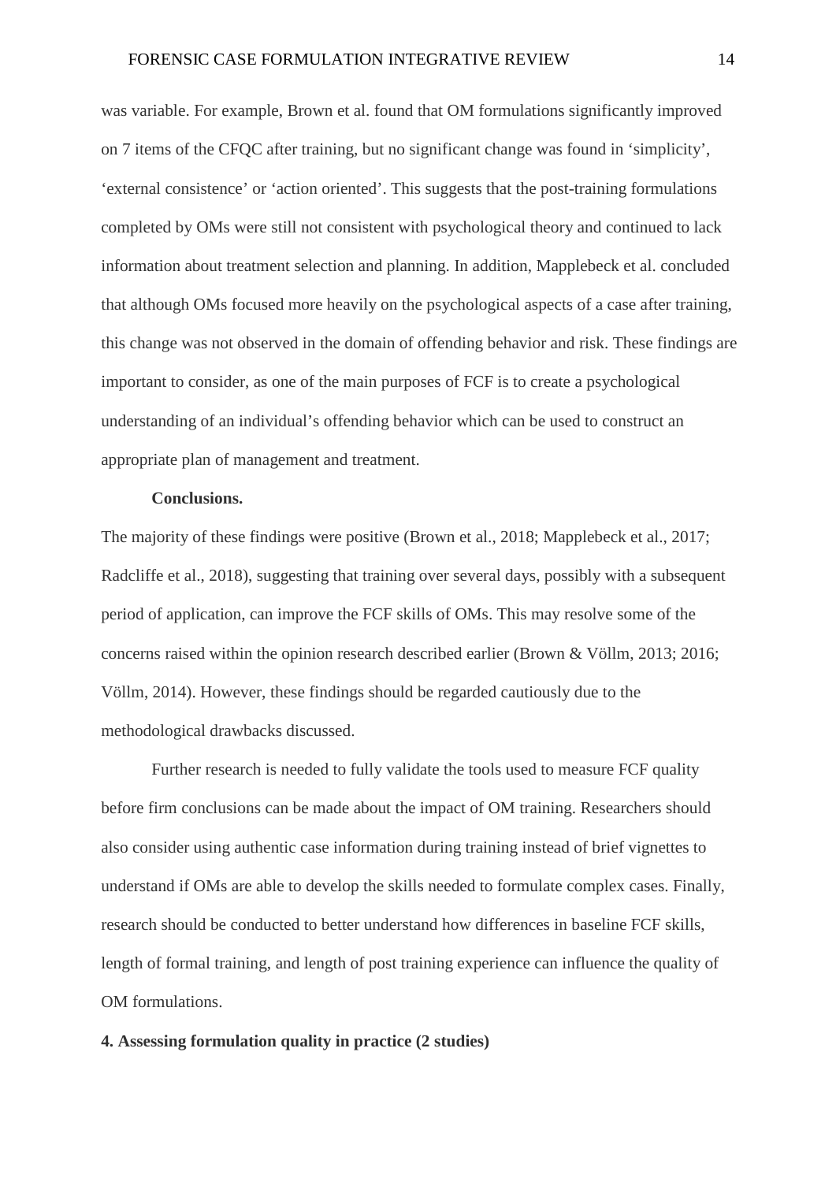was variable. For example, Brown et al. found that OM formulations significantly improved on 7 items of the CFQC after training, but no significant change was found in ‘simplicity’, ‘external consistence’ or ‘action oriented’. This suggests that the post-training formulations completed by OMs were still not consistent with psychological theory and continued to lack information about treatment selection and planning. In addition, Mapplebeck et al. concluded that although OMs focused more heavily on the psychological aspects of a case after training, this change was not observed in the domain of offending behavior and risk. These findings are important to consider, as one of the main purposes of FCF is to create a psychological understanding of an individual’s offending behavior which can be used to construct an appropriate plan of management and treatment.

**Conclusions.**

The majority of these findings were positive (Brown et al., 2018; Mapplebeck et al., 2017; Radcliffe et al., 2018), suggesting that training over several days, possibly with a subsequent period of application, can improve the FCF skills of OMs. This may resolve some of the concerns raised within the opinion research described earlier (Brown & Völlm, 2013; 2016; Völlm, 2014). However, these findings should be regarded cautiously due to the methodological drawbacks discussed.

Further research is needed to fully validate the tools used to measure FCF quality before firm conclusions can be made about the impact of OM training. Researchers should also consider using authentic case information during training instead of brief vignettes to understand if OMs are able to develop the skills needed to formulate complex cases. Finally, research should be conducted to better understand how differences in baseline FCF skills, length of formal training, and length of post training experience can influence the quality of OM formulations.

**4. Assessing formulation quality in practice (2 studies)**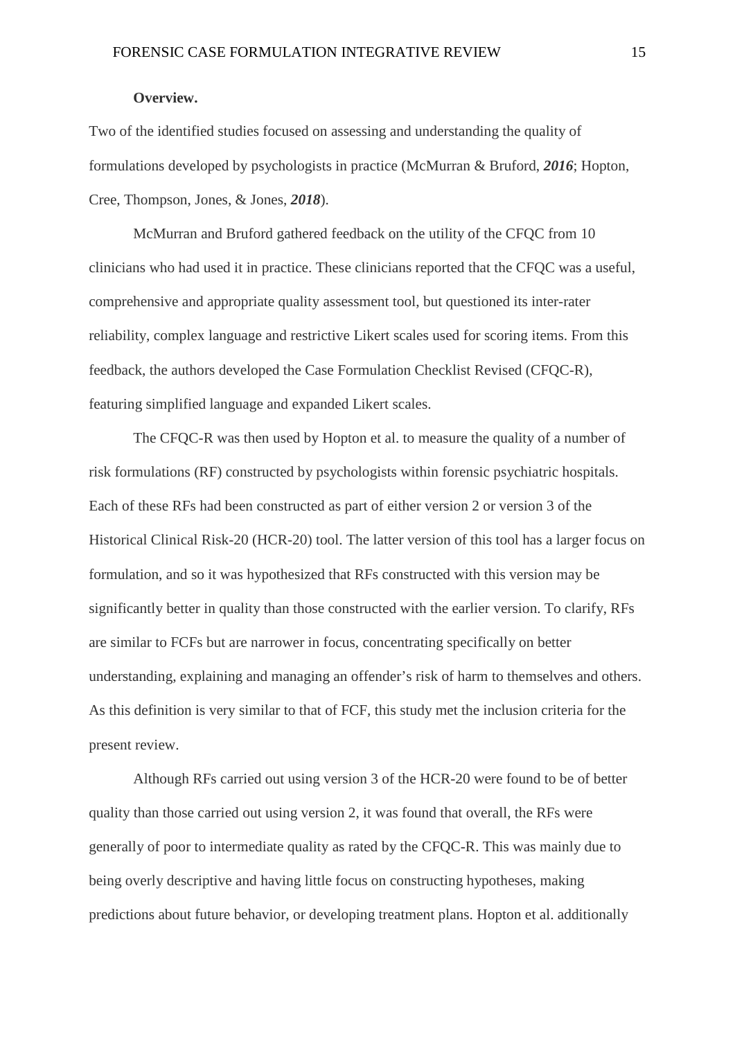**Overview.**

Two of the identified studies focused on assessing and understanding the quality of formulations developed by psychologists in practice (McMurran & Bruford, ***2016***; Hopton, Cree, Thompson, Jones, & Jones, ***2018***).

McMurran and Bruford gathered feedback on the utility of the CFQC from 10 clinicians who had used it in practice. These clinicians reported that the CFQC was a useful, comprehensive and appropriate quality assessment tool, but questioned its inter-rater reliability, complex language and restrictive Likert scales used for scoring items. From this feedback, the authors developed the Case Formulation Checklist Revised (CFQC-R), featuring simplified language and expanded Likert scales.

The CFQC-R was then used by Hopton et al. to measure the quality of a number of risk formulations (RF) constructed by psychologists within forensic psychiatric hospitals. Each of these RFs had been constructed as part of either version 2 or version 3 of the Historical Clinical Risk-20 (HCR-20) tool. The latter version of this tool has a larger focus on formulation, and so it was hypothesized that RFs constructed with this version may be significantly better in quality than those constructed with the earlier version. To clarify, RFs are similar to FCFs but are narrower in focus, concentrating specifically on better understanding, explaining and managing an offender's risk of harm to themselves and others. As this definition is very similar to that of FCF, this study met the inclusion criteria for the present review.

Although RFs carried out using version 3 of the HCR-20 were found to be of better quality than those carried out using version 2, it was found that overall, the RFs were generally of poor to intermediate quality as rated by the CFQC-R. This was mainly due to being overly descriptive and having little focus on constructing hypotheses, making predictions about future behavior, or developing treatment plans. Hopton et al. additionally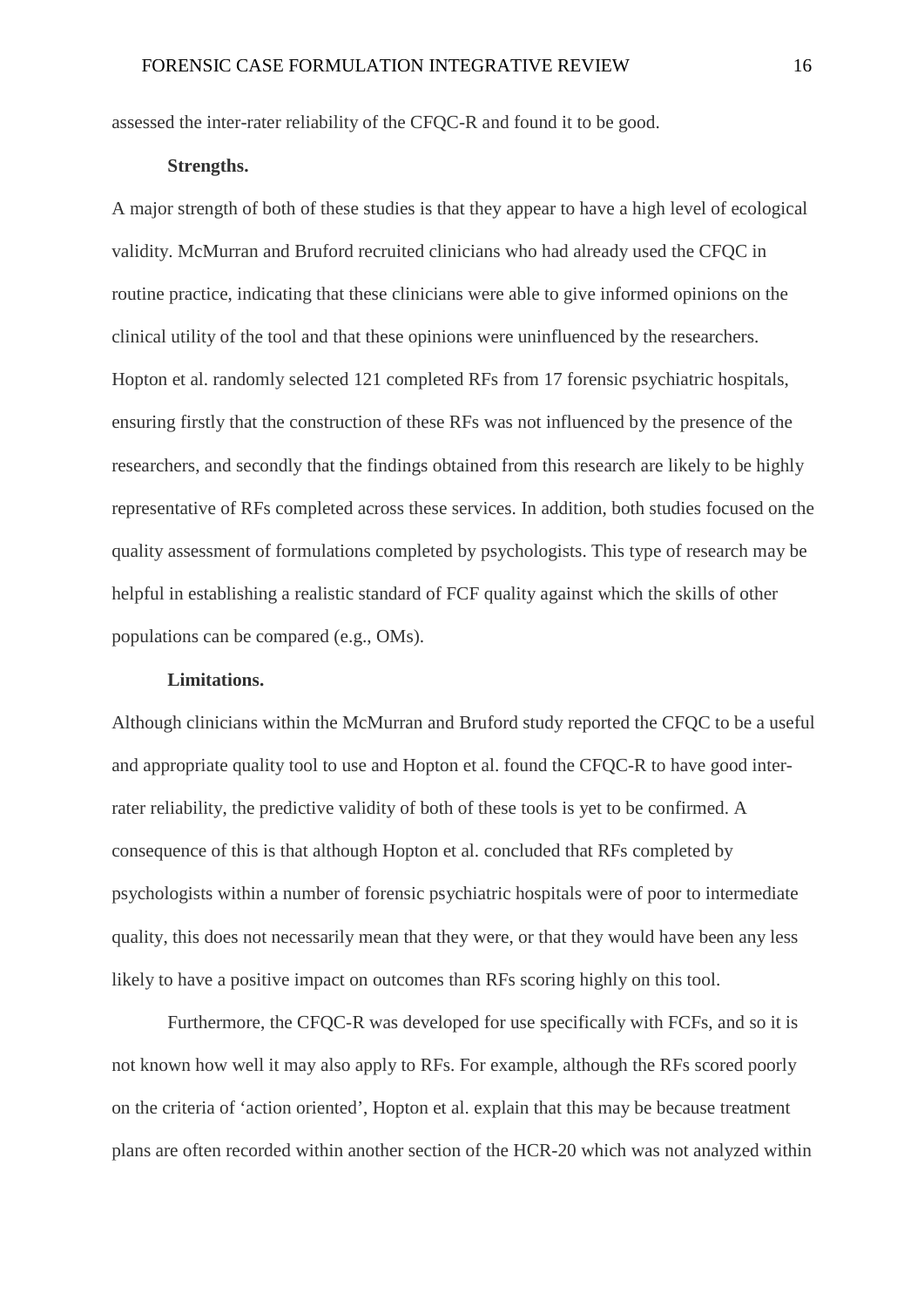assessed the inter-rater reliability of the CFQC-R and found it to be good.

**Strengths.**

A major strength of both of these studies is that they appear to have a high level of ecological validity. McMurran and Bruford recruited clinicians who had already used the CFQC in routine practice, indicating that these clinicians were able to give informed opinions on the clinical utility of the tool and that these opinions were uninfluenced by the researchers. Hopton et al. randomly selected 121 completed RFs from 17 forensic psychiatric hospitals, ensuring firstly that the construction of these RFs was not influenced by the presence of the researchers, and secondly that the findings obtained from this research are likely to be highly representative of RFs completed across these services. In addition, both studies focused on the quality assessment of formulations completed by psychologists. This type of research may be helpful in establishing a realistic standard of FCF quality against which the skills of other populations can be compared (e.g., OMs).

**Limitations.**

Although clinicians within the McMurran and Bruford study reported the CFQC to be a useful and appropriate quality tool to use and Hopton et al. found the CFQC-R to have good inter-rater reliability, the predictive validity of both of these tools is yet to be confirmed. A consequence of this is that although Hopton et al. concluded that RFs completed by psychologists within a number of forensic psychiatric hospitals were of poor to intermediate quality, this does not necessarily mean that they were, or that they would have been any less likely to have a positive impact on outcomes than RFs scoring highly on this tool.

Furthermore, the CFQC-R was developed for use specifically with FCFs, and so it is not known how well it may also apply to RFs. For example, although the RFs scored poorly on the criteria of 'action oriented', Hopton et al. explain that this may be because treatment plans are often recorded within another section of the HCR-20 which was not analyzed within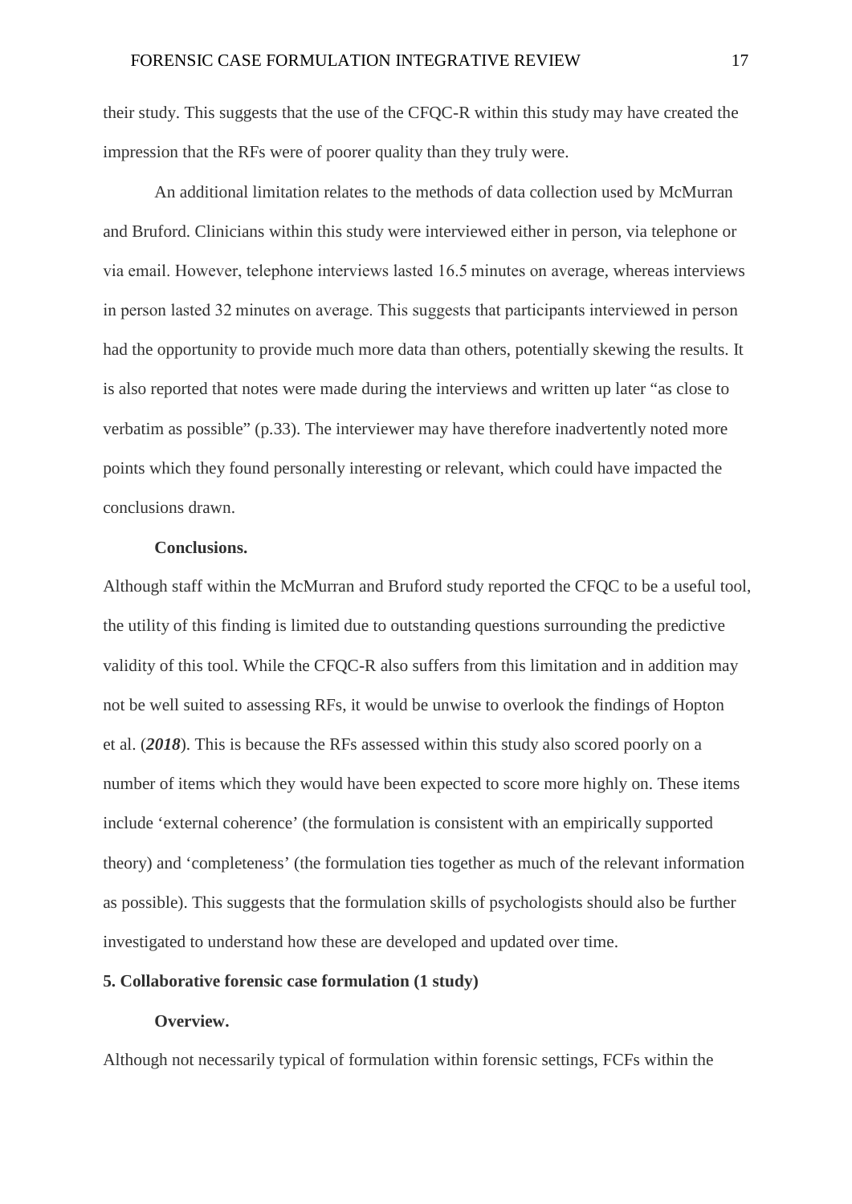their study. This suggests that the use of the CFQC-R within this study may have created the impression that the RFs were of poorer quality than they truly were.

An additional limitation relates to the methods of data collection used by McMurran and Bruford. Clinicians within this study were interviewed either in person, via telephone or via email. However, telephone interviews lasted 16.5 minutes on average, whereas interviews in person lasted 32 minutes on average. This suggests that participants interviewed in person had the opportunity to provide much more data than others, potentially skewing the results. It is also reported that notes were made during the interviews and written up later "as close to verbatim as possible" (p.33). The interviewer may have therefore inadvertently noted more points which they found personally interesting or relevant, which could have impacted the conclusions drawn.

**Conclusions.**

Although staff within the McMurran and Bruford study reported the CFQC to be a useful tool, the utility of this finding is limited due to outstanding questions surrounding the predictive validity of this tool. While the CFQC-R also suffers from this limitation and in addition may not be well suited to assessing RFs, it would be unwise to overlook the findings of Hopton et al. (***2018***). This is because the RFs assessed within this study also scored poorly on a number of items which they would have been expected to score more highly on. These items include 'external coherence' (the formulation is consistent with an empirically supported theory) and 'completeness' (the formulation ties together as much of the relevant information as possible). This suggests that the formulation skills of psychologists should also be further investigated to understand how these are developed and updated over time.

**5. Collaborative forensic case formulation (1 study)**

**Overview.**

Although not necessarily typical of formulation within forensic settings, FCFs within the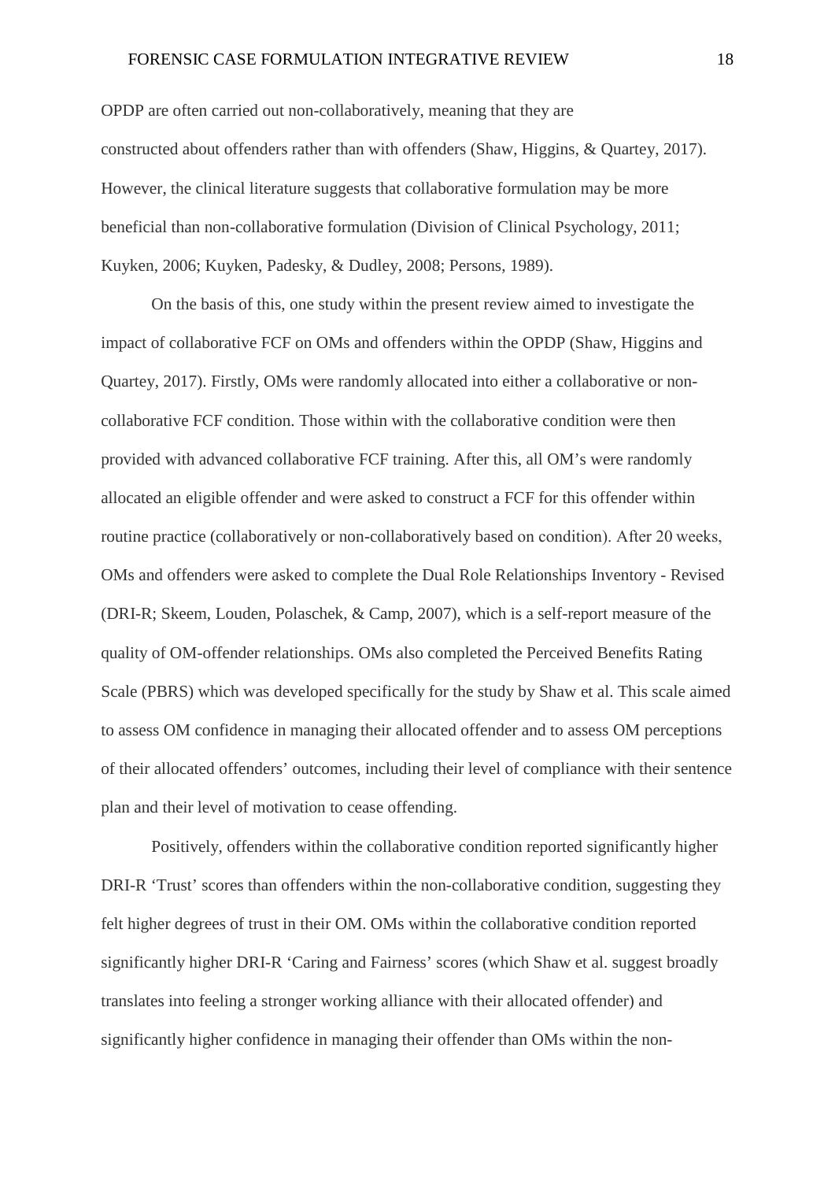OPDP are often carried out non-collaboratively, meaning that they are constructed about offenders rather than with offenders (Shaw, Higgins, & Quartey, 2017). However, the clinical literature suggests that collaborative formulation may be more beneficial than non-collaborative formulation (Division of Clinical Psychology, 2011; Kuyken, 2006; Kuyken, Padesky, & Dudley, 2008; Persons, 1989).

On the basis of this, one study within the present review aimed to investigate the impact of collaborative FCF on OMs and offenders within the OPDP (Shaw, Higgins and Quartey, 2017). Firstly, OMs were randomly allocated into either a collaborative or non-collaborative FCF condition. Those within with the collaborative condition were then provided with advanced collaborative FCF training. After this, all OM's were randomly allocated an eligible offender and were asked to construct a FCF for this offender within routine practice (collaboratively or non-collaboratively based on condition). After 20 weeks, OMs and offenders were asked to complete the Dual Role Relationships Inventory - Revised (DRI-R; Skeem, Louden, Polaschek, & Camp, 2007), which is a self-report measure of the quality of OM-offender relationships. OMs also completed the Perceived Benefits Rating Scale (PBRS) which was developed specifically for the study by Shaw et al. This scale aimed to assess OM confidence in managing their allocated offender and to assess OM perceptions of their allocated offenders' outcomes, including their level of compliance with their sentence plan and their level of motivation to cease offending.

Positively, offenders within the collaborative condition reported significantly higher DRI-R 'Trust' scores than offenders within the non-collaborative condition, suggesting they felt higher degrees of trust in their OM. OMs within the collaborative condition reported significantly higher DRI-R 'Caring and Fairness' scores (which Shaw et al. suggest broadly translates into feeling a stronger working alliance with their allocated offender) and significantly higher confidence in managing their offender than OMs within the non-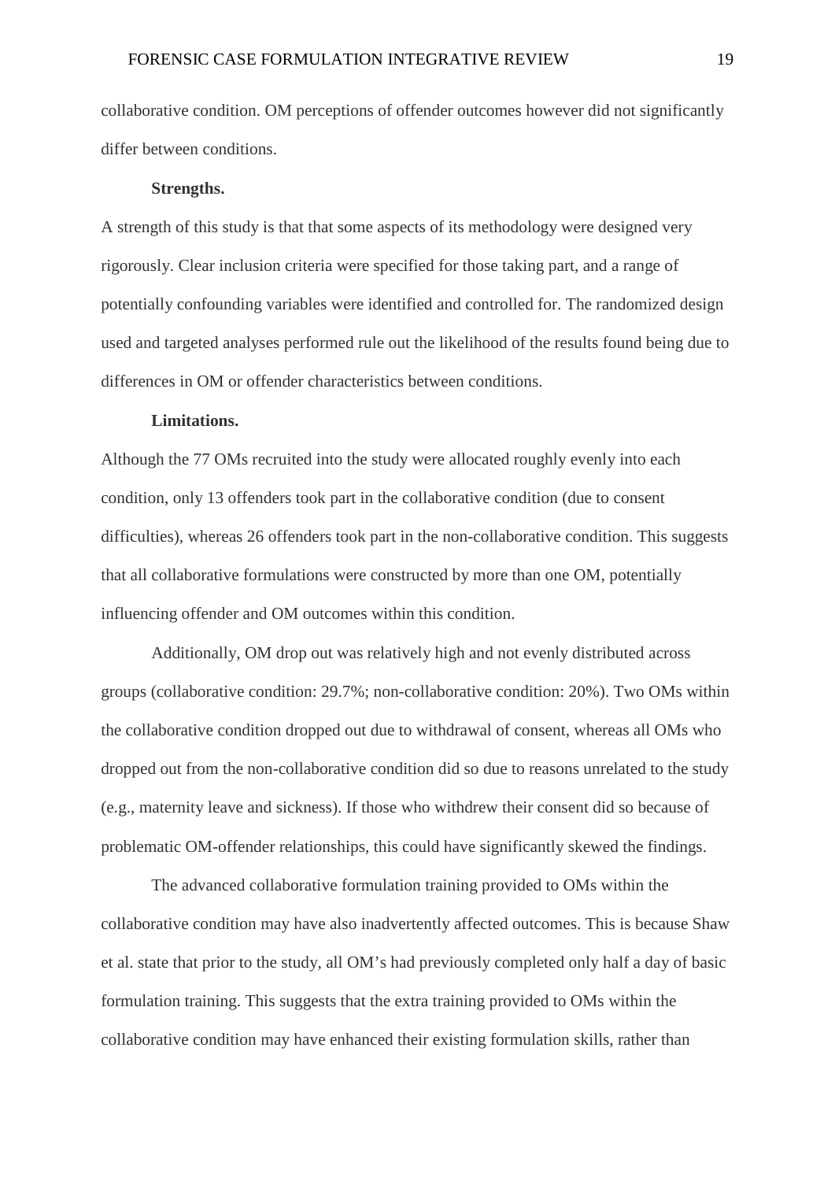collaborative condition. OM perceptions of offender outcomes however did not significantly differ between conditions.

**Strengths.**

A strength of this study is that that some aspects of its methodology were designed very rigorously. Clear inclusion criteria were specified for those taking part, and a range of potentially confounding variables were identified and controlled for. The randomized design used and targeted analyses performed rule out the likelihood of the results found being due to differences in OM or offender characteristics between conditions.

**Limitations.**

Although the 77 OMs recruited into the study were allocated roughly evenly into each condition, only 13 offenders took part in the collaborative condition (due to consent difficulties), whereas 26 offenders took part in the non-collaborative condition. This suggests that all collaborative formulations were constructed by more than one OM, potentially influencing offender and OM outcomes within this condition.

Additionally, OM drop out was relatively high and not evenly distributed across groups (collaborative condition: 29.7%; non-collaborative condition: 20%). Two OMs within the collaborative condition dropped out due to withdrawal of consent, whereas all OMs who dropped out from the non-collaborative condition did so due to reasons unrelated to the study (e.g., maternity leave and sickness). If those who withdrew their consent did so because of problematic OM-offender relationships, this could have significantly skewed the findings.

The advanced collaborative formulation training provided to OMs within the collaborative condition may have also inadvertently affected outcomes. This is because Shaw et al. state that prior to the study, all OM's had previously completed only half a day of basic formulation training. This suggests that the extra training provided to OMs within the collaborative condition may have enhanced their existing formulation skills, rather than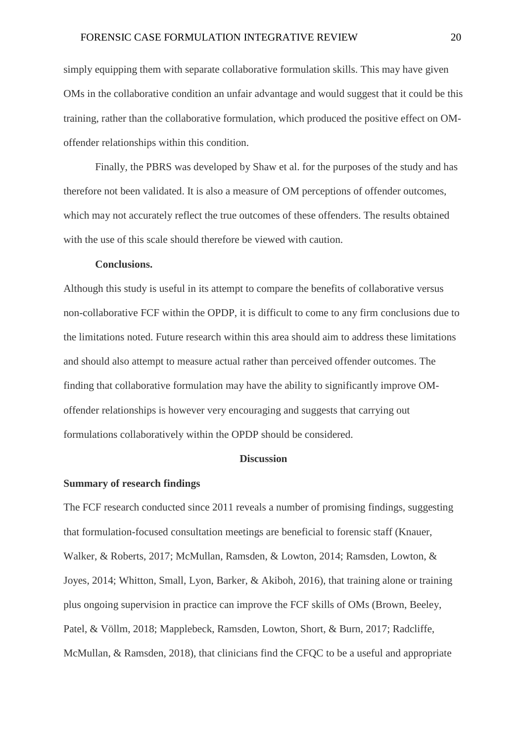simply equipping them with separate collaborative formulation skills. This may have given OMs in the collaborative condition an unfair advantage and would suggest that it could be this training, rather than the collaborative formulation, which produced the positive effect on OM-offender relationships within this condition.

Finally, the PBRS was developed by Shaw et al. for the purposes of the study and has therefore not been validated. It is also a measure of OM perceptions of offender outcomes, which may not accurately reflect the true outcomes of these offenders. The results obtained with the use of this scale should therefore be viewed with caution.

#### Conclusions.

Although this study is useful in its attempt to compare the benefits of collaborative versus non-collaborative FCF within the OPDP, it is difficult to come to any firm conclusions due to the limitations noted. Future research within this area should aim to address these limitations and should also attempt to measure actual rather than perceived offender outcomes. The finding that collaborative formulation may have the ability to significantly improve OM-offender relationships is however very encouraging and suggests that carrying out formulations collaboratively within the OPDP should be considered.

## Discussion

### Summary of research findings

The FCF research conducted since 2011 reveals a number of promising findings, suggesting that formulation-focused consultation meetings are beneficial to forensic staff (Knauer, Walker, & Roberts, 2017; McMullan, Ramsden, & Lowton, 2014; Ramsden, Lowton, & Joyes, 2014; Whitton, Small, Lyon, Barker, & Akiboh, 2016), that training alone or training plus ongoing supervision in practice can improve the FCF skills of OMs (Brown, Beeley, Patel, & Völlm, 2018; Mapplebeck, Ramsden, Lowton, Short, & Burn, 2017; Radcliffe, McMullan, & Ramsden, 2018), that clinicians find the CFQC to be a useful and appropriate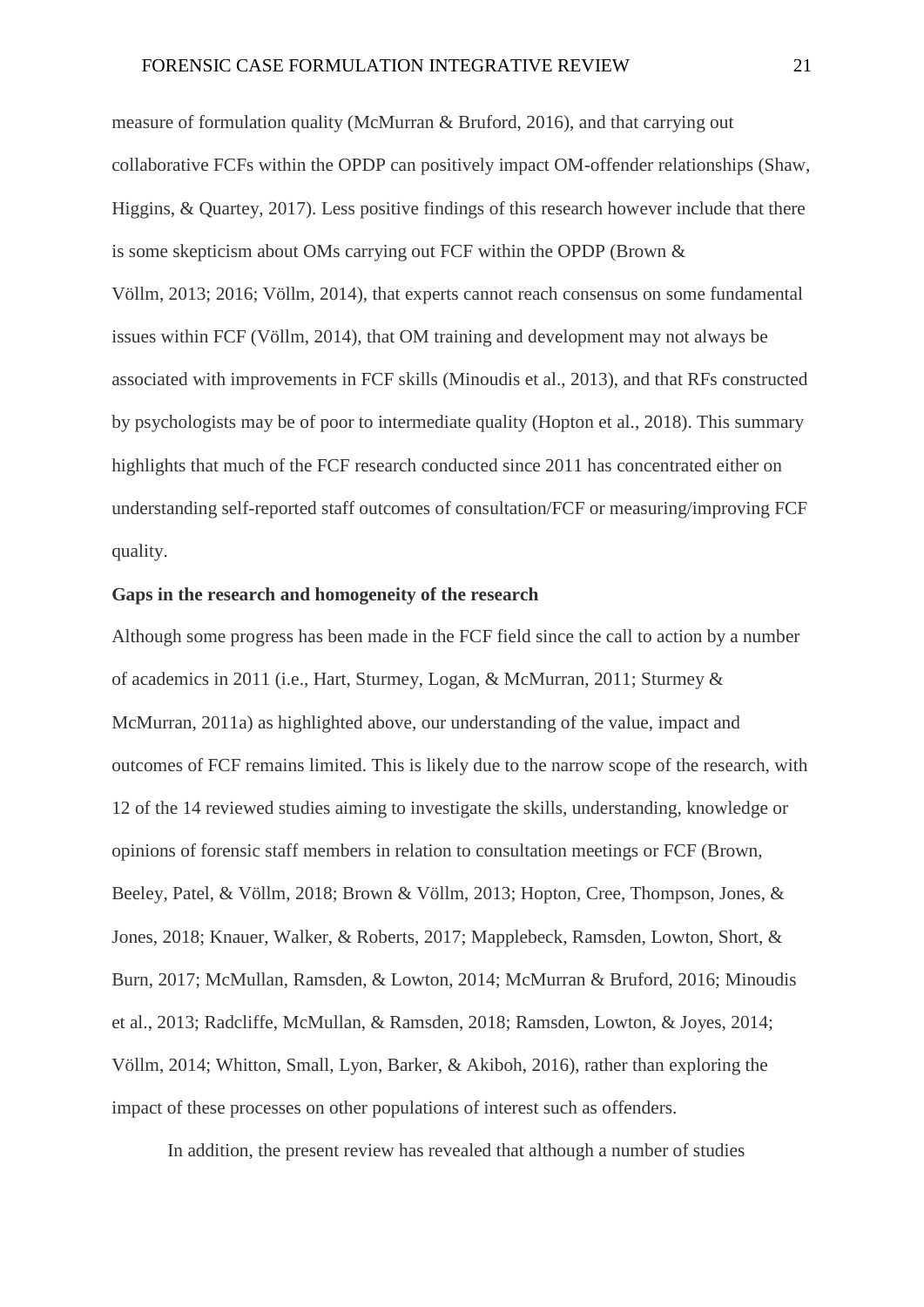measure of formulation quality (McMurran & Bruford, 2016), and that carrying out collaborative FCFs within the OPDP can positively impact OM-offender relationships (Shaw, Higgins, & Quartey, 2017). Less positive findings of this research however include that there is some skepticism about OMs carrying out FCF within the OPDP (Brown & Völlm, 2013; 2016; Völlm, 2014), that experts cannot reach consensus on some fundamental issues within FCF (Völlm, 2014), that OM training and development may not always be associated with improvements in FCF skills (Minoudis et al., 2013), and that RFs constructed by psychologists may be of poor to intermediate quality (Hopton et al., 2018). This summary highlights that much of the FCF research conducted since 2011 has concentrated either on understanding self-reported staff outcomes of consultation/FCF or measuring/improving FCF quality.

**Gaps in the research and homogeneity of the research**

Although some progress has been made in the FCF field since the call to action by a number of academics in 2011 (i.e., Hart, Sturmey, Logan, & McMurran, 2011; Sturmey & McMurran, 2011a) as highlighted above, our understanding of the value, impact and outcomes of FCF remains limited. This is likely due to the narrow scope of the research, with 12 of the 14 reviewed studies aiming to investigate the skills, understanding, knowledge or opinions of forensic staff members in relation to consultation meetings or FCF (Brown, Beeley, Patel, & Völlm, 2018; Brown & Völlm, 2013; Hopton, Cree, Thompson, Jones, & Jones, 2018; Knauer, Walker, & Roberts, 2017; Mapplebeck, Ramsden, Lowton, Short, & Burn, 2017; McMullan, Ramsden, & Lowton, 2014; McMurran & Bruford, 2016; Minoudis et al., 2013; Radcliffe, McMullan, & Ramsden, 2018; Ramsden, Lowton, & Joyes, 2014; Völlm, 2014; Whitton, Small, Lyon, Barker, & Akiboh, 2016), rather than exploring the impact of these processes on other populations of interest such as offenders.

In addition, the present review has revealed that although a number of studies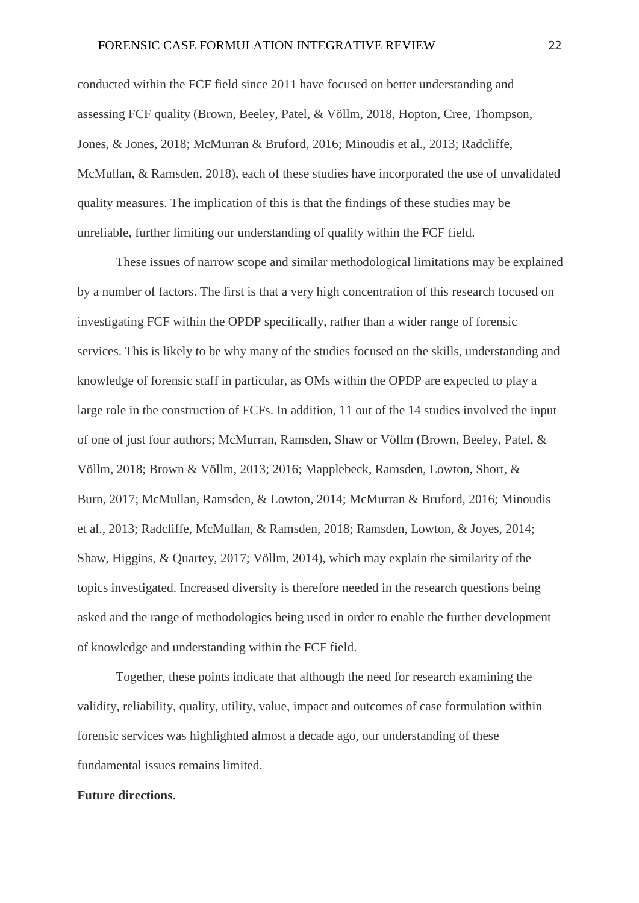conducted within the FCF field since 2011 have focused on better understanding and assessing FCF quality (Brown, Beeley, Patel, & Völlm, 2018, Hopton, Cree, Thompson, Jones, & Jones, 2018; McMurran & Bruford, 2016; Minoudis et al., 2013; Radcliffe, McMullan, & Ramsden, 2018), each of these studies have incorporated the use of unvalidated quality measures. The implication of this is that the findings of these studies may be unreliable, further limiting our understanding of quality within the FCF field.

These issues of narrow scope and similar methodological limitations may be explained by a number of factors. The first is that a very high concentration of this research focused on investigating FCF within the OPDP specifically, rather than a wider range of forensic services. This is likely to be why many of the studies focused on the skills, understanding and knowledge of forensic staff in particular, as OMs within the OPDP are expected to play a large role in the construction of FCFs. In addition, 11 out of the 14 studies involved the input of one of just four authors; McMurran, Ramsden, Shaw or Völlm (Brown, Beeley, Patel, & Völlm, 2018; Brown & Völlm, 2013; 2016; Mapplebeck, Ramsden, Lowton, Short, & Burn, 2017; McMullan, Ramsden, & Lowton, 2014; McMurran & Bruford, 2016; Minoudis et al., 2013; Radcliffe, McMullan, & Ramsden, 2018; Ramsden, Lowton, & Joyes, 2014; Shaw, Higgins, & Quartey, 2017; Völlm, 2014), which may explain the similarity of the topics investigated. Increased diversity is therefore needed in the research questions being asked and the range of methodologies being used in order to enable the further development of knowledge and understanding within the FCF field.

Together, these points indicate that although the need for research examining the validity, reliability, quality, utility, value, impact and outcomes of case formulation within forensic services was highlighted almost a decade ago, our understanding of these fundamental issues remains limited.

**Future directions.**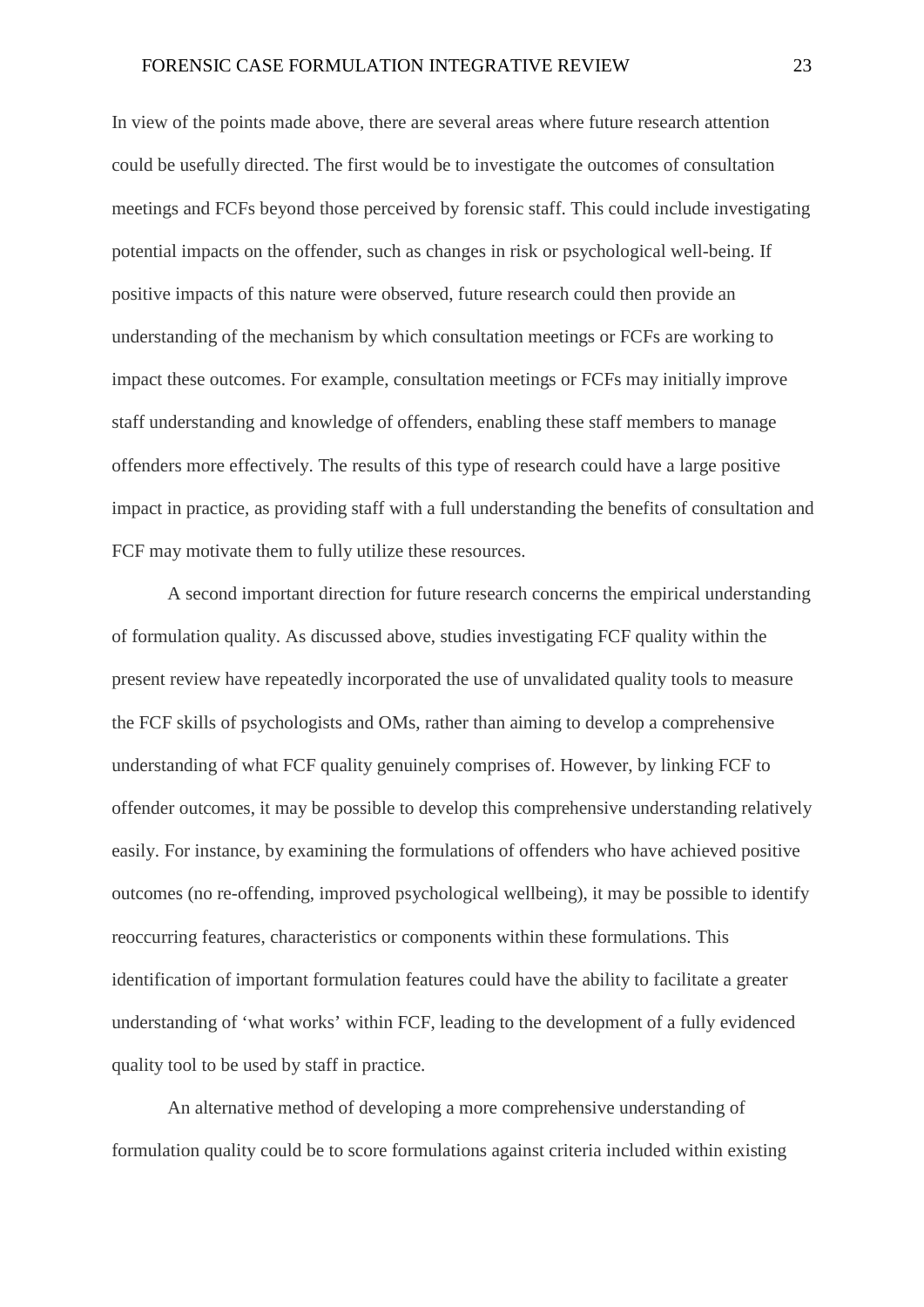In view of the points made above, there are several areas where future research attention could be usefully directed. The first would be to investigate the outcomes of consultation meetings and FCFs beyond those perceived by forensic staff. This could include investigating potential impacts on the offender, such as changes in risk or psychological well-being. If positive impacts of this nature were observed, future research could then provide an understanding of the mechanism by which consultation meetings or FCFs are working to impact these outcomes. For example, consultation meetings or FCFs may initially improve staff understanding and knowledge of offenders, enabling these staff members to manage offenders more effectively. The results of this type of research could have a large positive impact in practice, as providing staff with a full understanding the benefits of consultation and FCF may motivate them to fully utilize these resources.

A second important direction for future research concerns the empirical understanding of formulation quality. As discussed above, studies investigating FCF quality within the present review have repeatedly incorporated the use of unvalidated quality tools to measure the FCF skills of psychologists and OMs, rather than aiming to develop a comprehensive understanding of what FCF quality genuinely comprises of. However, by linking FCF to offender outcomes, it may be possible to develop this comprehensive understanding relatively easily. For instance, by examining the formulations of offenders who have achieved positive outcomes (no re-offending, improved psychological wellbeing), it may be possible to identify reoccurring features, characteristics or components within these formulations. This identification of important formulation features could have the ability to facilitate a greater understanding of 'what works' within FCF, leading to the development of a fully evidenced quality tool to be used by staff in practice.

An alternative method of developing a more comprehensive understanding of formulation quality could be to score formulations against criteria included within existing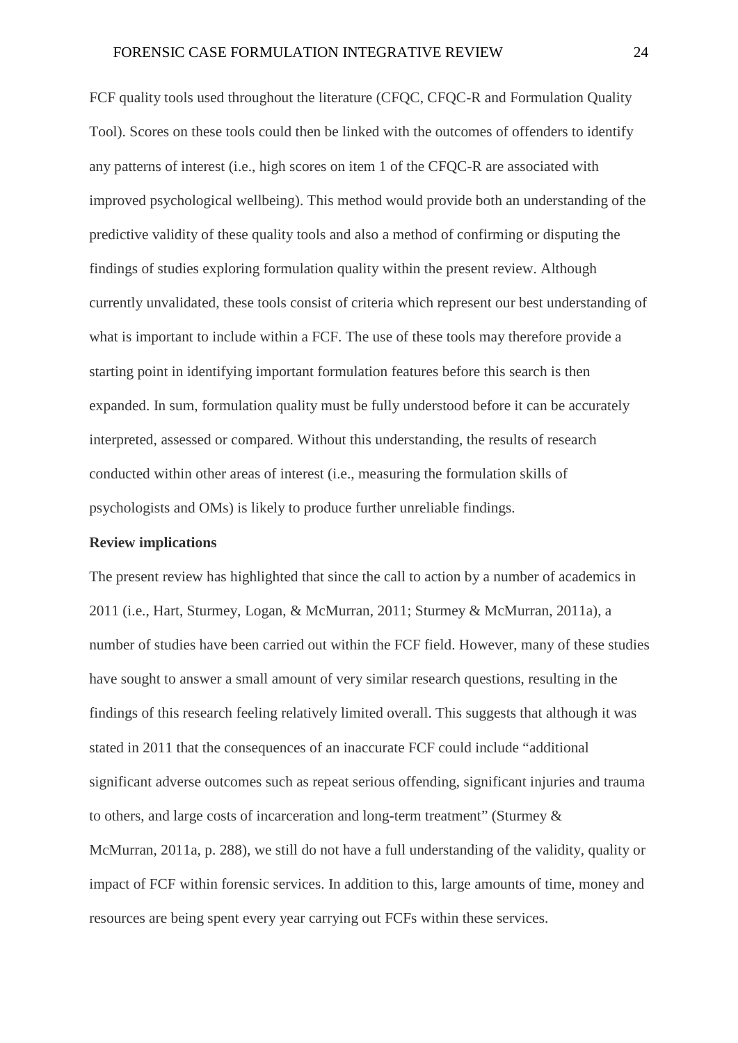FCF quality tools used throughout the literature (CFQC, CFQC-R and Formulation Quality Tool). Scores on these tools could then be linked with the outcomes of offenders to identify any patterns of interest (i.e., high scores on item 1 of the CFQC-R are associated with improved psychological wellbeing). This method would provide both an understanding of the predictive validity of these quality tools and also a method of confirming or disputing the findings of studies exploring formulation quality within the present review. Although currently unvalidated, these tools consist of criteria which represent our best understanding of what is important to include within a FCF. The use of these tools may therefore provide a starting point in identifying important formulation features before this search is then expanded. In sum, formulation quality must be fully understood before it can be accurately interpreted, assessed or compared. Without this understanding, the results of research conducted within other areas of interest (i.e., measuring the formulation skills of psychologists and OMs) is likely to produce further unreliable findings.

**Review implications**

The present review has highlighted that since the call to action by a number of academics in 2011 (i.e., Hart, Sturmey, Logan, & McMurran, 2011; Sturmey & McMurran, 2011a), a number of studies have been carried out within the FCF field. However, many of these studies have sought to answer a small amount of very similar research questions, resulting in the findings of this research feeling relatively limited overall. This suggests that although it was stated in 2011 that the consequences of an inaccurate FCF could include "additional significant adverse outcomes such as repeat serious offending, significant injuries and trauma to others, and large costs of incarceration and long-term treatment" (Sturmey & McMurran, 2011a, p. 288), we still do not have a full understanding of the validity, quality or impact of FCF within forensic services. In addition to this, large amounts of time, money and resources are being spent every year carrying out FCFs within these services.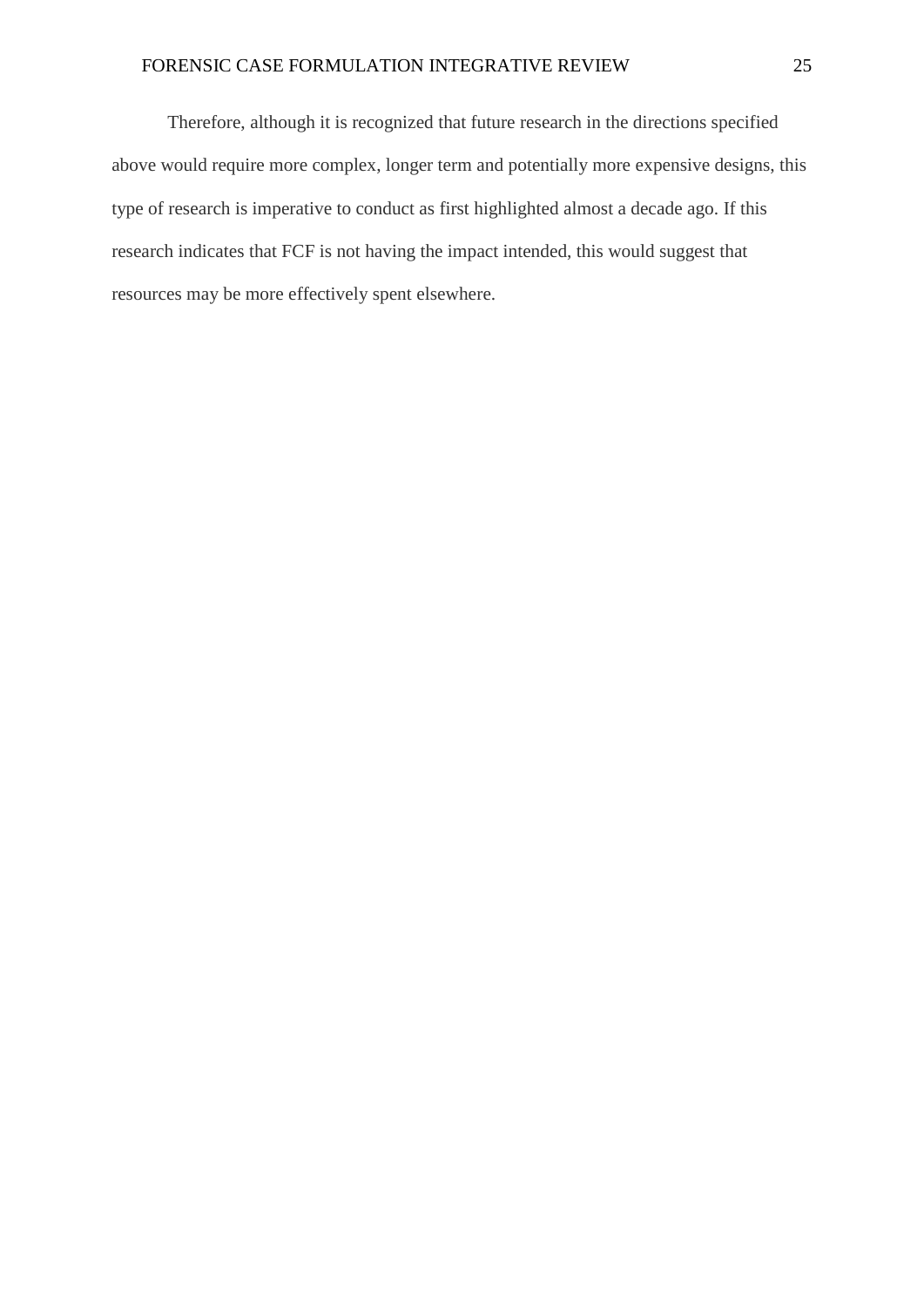Therefore, although it is recognized that future research in the directions specified above would require more complex, longer term and potentially more expensive designs, this type of research is imperative to conduct as first highlighted almost a decade ago. If this research indicates that FCF is not having the impact intended, this would suggest that resources may be more effectively spent elsewhere.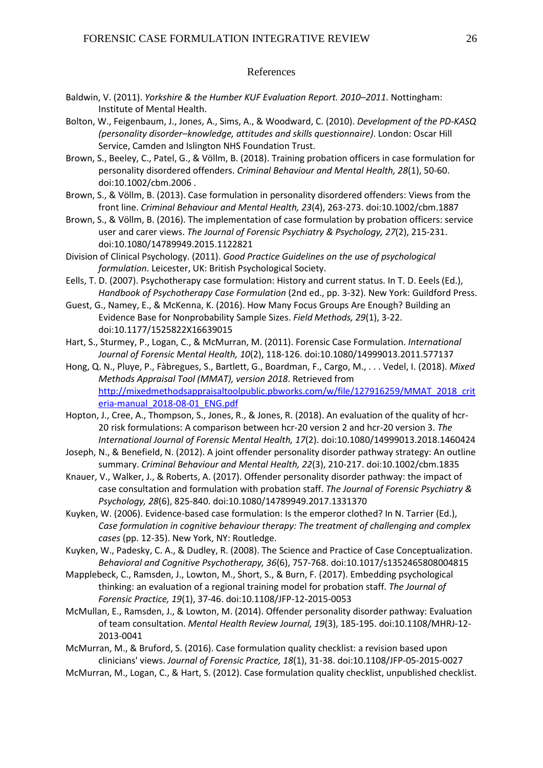## References

Baldwin, V. (2011). *Yorkshire & the Humber KUF Evaluation Report. 2010–2011.* Nottingham: Institute of Mental Health.

Bolton, W., Feigenbaum, J., Jones, A., Sims, A., & Woodward, C. (2010). *Development of the PD-KASQ (personality disorder–knowledge, attitudes and skills questionnaire)*. London: Oscar Hill Service, Camden and Islington NHS Foundation Trust.

Brown, S., Beeley, C., Patel, G., & Völlm, B. (2018). Training probation officers in case formulation for personality disordered offenders. *Criminal Behaviour and Mental Health, 28*(1), 50-60. doi:10.1002/cbm.2006 .

Brown, S., & Völlm, B. (2013). Case formulation in personality disordered offenders: Views from the front line. *Criminal Behaviour and Mental Health, 23*(4), 263-273. doi:10.1002/cbm.1887

Brown, S., & Völlm, B. (2016). The implementation of case formulation by probation officers: service user and carer views. *The Journal of Forensic Psychiatry & Psychology, 27*(2), 215-231. doi:10.1080/14789949.2015.1122821

Division of Clinical Psychology. (2011). *Good Practice Guidelines on the use of psychological formulation*. Leicester, UK: British Psychological Society.

Eells, T. D. (2007). Psychotherapy case formulation: History and current status. In T. D. Eeels (Ed.), *Handbook of Psychotherapy Case Formulation* (2nd ed., pp. 3-32). New York: Guildford Press.

Guest, G., Namey, E., & McKenna, K. (2016). How Many Focus Groups Are Enough? Building an Evidence Base for Nonprobability Sample Sizes. *Field Methods, 29*(1), 3-22. doi:10.1177/1525822X16639015

Hart, S., Sturmey, P., Logan, C., & McMurran, M. (2011). Forensic Case Formulation. *International Journal of Forensic Mental Health, 10*(2), 118-126. doi:10.1080/14999013.2011.577137

Hong, Q. N., Pluye, P., Fàbregues, S., Bartlett, G., Boardman, F., Cargo, M., . . . Vedel, I. (2018). *Mixed Methods Appraisal Tool (MMAT), version 2018*. Retrieved from [http://mixedmethodsappraisaltoolpublic.pbworks.com/w/file/127916259/MMAT_2018_criteria-manual_2018-08-01_ENG.pdf](http://mixedmethodsappraisaltoolpublic.pbworks.com/w/file/127916259/MMAT_2018_criteria-manual_2018-08-01_ENG.pdf)

Hopton, J., Cree, A., Thompson, S., Jones, R., & Jones, R. (2018). An evaluation of the quality of hcr-20 risk formulations: A comparison between hcr-20 version 2 and hcr-20 version 3. *The International Journal of Forensic Mental Health, 17*(2). doi:10.1080/14999013.2018.1460424

Joseph, N., & Benefield, N. (2012). A joint offender personality disorder pathway strategy: An outline summary. *Criminal Behaviour and Mental Health, 22*(3), 210-217. doi:10.1002/cbm.1835

Knauer, V., Walker, J., & Roberts, A. (2017). Offender personality disorder pathway: the impact of case consultation and formulation with probation staff. *The Journal of Forensic Psychiatry & Psychology, 28*(6), 825-840. doi:10.1080/14789949.2017.1331370

Kuyken, W. (2006). Evidence-based case formulation: Is the emperor clothed? In N. Tarrier (Ed.), *Case formulation in cognitive behaviour therapy: The treatment of challenging and complex cases* (pp. 12-35). New York, NY: Routledge.

Kuyken, W., Padesky, C. A., & Dudley, R. (2008). The Science and Practice of Case Conceptualization. *Behavioral and Cognitive Psychotherapy, 36*(6), 757-768. doi:10.1017/s1352465808004815

Mapplebeck, C., Ramsden, J., Lowton, M., Short, S., & Burn, F. (2017). Embedding psychological thinking: an evaluation of a regional training model for probation staff. *The Journal of Forensic Practice, 19*(1), 37-46. doi:10.1108/JFP-12-2015-0053

McMullan, E., Ramsden, J., & Lowton, M. (2014). Offender personality disorder pathway: Evaluation of team consultation. *Mental Health Review Journal, 19*(3), 185-195. doi:10.1108/MHRJ-12-2013-0041

McMurran, M., & Bruford, S. (2016). Case formulation quality checklist: a revision based upon clinicians' views. *Journal of Forensic Practice, 18*(1), 31-38. doi:10.1108/JFP-05-2015-0027

McMurran, M., Logan, C., & Hart, S. (2012). Case formulation quality checklist, unpublished checklist.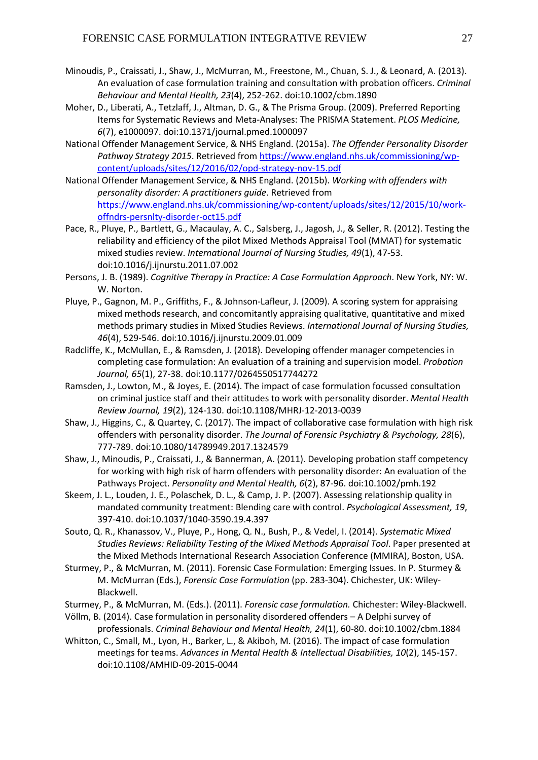Minoudis, P., Craissati, J., Shaw, J., McMurran, M., Freestone, M., Chuan, S. J., & Leonard, A. (2013). An evaluation of case formulation training and consultation with probation officers. *Criminal Behaviour and Mental Health, 23*(4), 252-262. doi:10.1002/cbm.1890

Moher, D., Liberati, A., Tetzlaff, J., Altman, D. G., & The Prisma Group. (2009). Preferred Reporting Items for Systematic Reviews and Meta-Analyses: The PRISMA Statement. *PLOS Medicine, 6*(7), e1000097. doi:10.1371/journal.pmed.1000097

National Offender Management Service, & NHS England. (2015a). *The Offender Personality Disorder Pathway Strategy 2015*. Retrieved from https://www.england.nhs.uk/commissioning/wp-content/uploads/sites/12/2016/02/opd-strategy-nov-15.pdf

National Offender Management Service, & NHS England. (2015b). *Working with offenders with personality disorder: A practitioners guide*. Retrieved from https://www.england.nhs.uk/commissioning/wp-content/uploads/sites/12/2015/10/work-offndrs-persnlty-disorder-oct15.pdf

Pace, R., Pluye, P., Bartlett, G., Macaulay, A. C., Salsberg, J., Jagosh, J., & Seller, R. (2012). Testing the reliability and efficiency of the pilot Mixed Methods Appraisal Tool (MMAT) for systematic mixed studies review. *International Journal of Nursing Studies, 49*(1), 47-53. doi:10.1016/j.ijnurstu.2011.07.002

Persons, J. B. (1989). *Cognitive Therapy in Practice: A Case Formulation Approach*. New York, NY: W. W. Norton.

Pluye, P., Gagnon, M. P., Griffiths, F., & Johnson-Lafleur, J. (2009). A scoring system for appraising mixed methods research, and concomitantly appraising qualitative, quantitative and mixed methods primary studies in Mixed Studies Reviews. *International Journal of Nursing Studies, 46*(4), 529-546. doi:10.1016/j.ijnurstu.2009.01.009

Radcliffe, K., McMullan, E., & Ramsden, J. (2018). Developing offender manager competencies in completing case formulation: An evaluation of a training and supervision model. *Probation Journal, 65*(1), 27-38. doi:10.1177/0264550517744272

Ramsden, J., Lowton, M., & Joyes, E. (2014). The impact of case formulation focussed consultation on criminal justice staff and their attitudes to work with personality disorder. *Mental Health Review Journal, 19*(2), 124-130. doi:10.1108/MHRJ-12-2013-0039

Shaw, J., Higgins, C., & Quartey, C. (2017). The impact of collaborative case formulation with high risk offenders with personality disorder. *The Journal of Forensic Psychiatry & Psychology, 28*(6), 777-789. doi:10.1080/14789949.2017.1324579

Shaw, J., Minoudis, P., Craissati, J., & Bannerman, A. (2011). Developing probation staff competency for working with high risk of harm offenders with personality disorder: An evaluation of the Pathways Project. *Personality and Mental Health, 6*(2), 87-96. doi:10.1002/pmh.192

Skeem, J. L., Louden, J. E., Polaschek, D. L., & Camp, J. P. (2007). Assessing relationship quality in mandated community treatment: Blending care with control. *Psychological Assessment, 19*, 397-410. doi:10.1037/1040-3590.19.4.397

Souto, Q. R., Khanassov, V., Pluye, P., Hong, Q. N., Bush, P., & Vedel, I. (2014). *Systematic Mixed Studies Reviews: Reliability Testing of the Mixed Methods Appraisal Tool*. Paper presented at the Mixed Methods International Research Association Conference (MMIRA), Boston, USA.

Sturmey, P., & McMurran, M. (2011). Forensic Case Formulation: Emerging Issues. In P. Sturmey & M. McMurran (Eds.), *Forensic Case Formulation* (pp. 283-304). Chichester, UK: Wiley-Blackwell.

Sturmey, P., & McMurran, M. (Eds.). (2011). *Forensic case formulation.* Chichester: Wiley-Blackwell.

Völlm, B. (2014). Case formulation in personality disordered offenders – A Delphi survey of professionals. *Criminal Behaviour and Mental Health, 24*(1), 60-80. doi:10.1002/cbm.1884

Whitton, C., Small, M., Lyon, H., Barker, L., & Akiboh, M. (2016). The impact of case formulation meetings for teams. *Advances in Mental Health & Intellectual Disabilities, 10*(2), 145-157. doi:10.1108/AMHID-09-2015-0044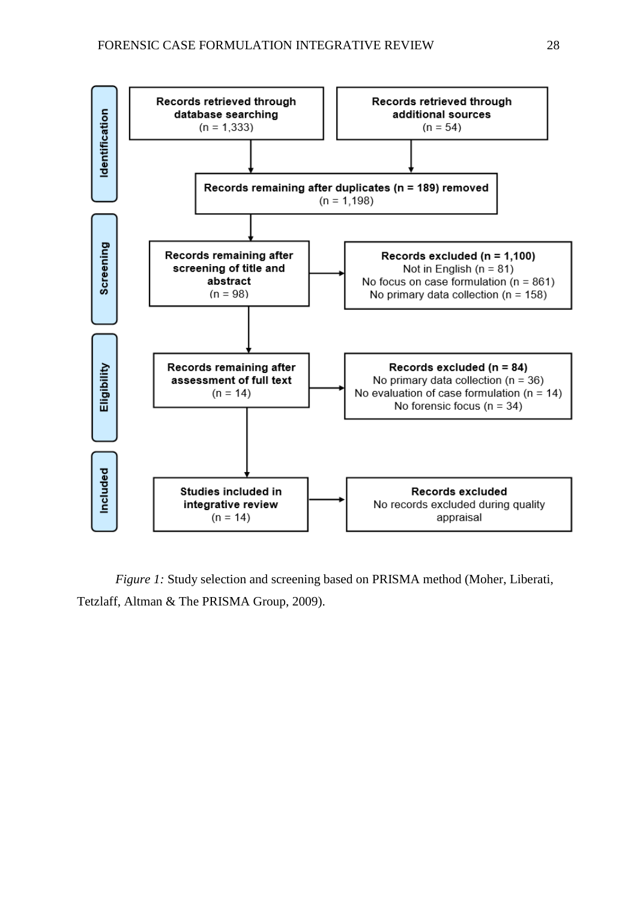**Identification**

**Records retrieved through database searching**
(n = 1,333)

**Records retrieved through additional sources**
(n = 54)

**Records remaining after duplicates (n = 189) removed**
(n = 1,198)

**Screening**

**Records remaining after screening of title and abstract**
(n = 98)

**Records excluded (n = 1,100)**
Not in English (n = 81)
No focus on case formulation (n = 861)
No primary data collection (n = 158)

**Eligibility**

**Records remaining after assessment of full text**
(n = 14)

**Records excluded (n = 84)**
No primary data collection (n = 36)
No evaluation of case formulation (n = 14)
No forensic focus (n = 34)

**Included**

**Studies included in integrative review**
(n = 14)

**Records excluded**
No records excluded during quality appraisal

*Figure 1:* Study selection and screening based on PRISMA method (Moher, Liberati, Tetzlaff, Altman & The PRISMA Group, 2009).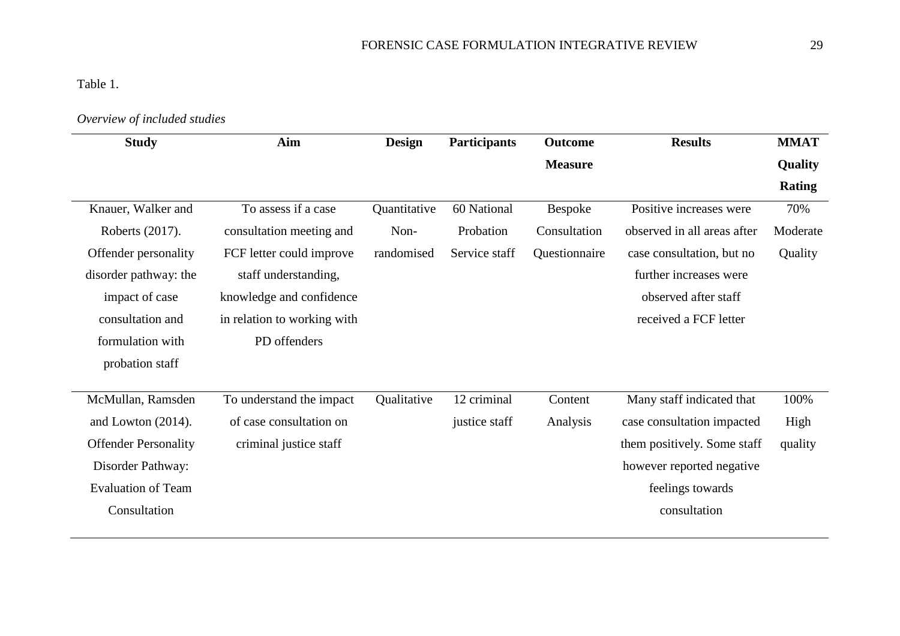Table 1.

*Overview of included studies*

| Study | Aim | Design | Participants | Outcome Measure | Results | MMAT Quality Rating |
|---|---|---|---|---|---|---|
| Knauer, Walker and Roberts (2017). Offender personality disorder pathway: the impact of case consultation and formulation with probation staff | To assess if a case consultation meeting and FCF letter could improve staff understanding, knowledge and confidence in relation to working with PD offenders | Quantitative Non-randomised | 60 National Probation Service staff | Bespoke Consultation Questionnaire | Positive increases were observed in all areas after case consultation, but no further increases were observed after staff received a FCF letter | 70% Moderate Quality |
| McMullan, Ramsden and Lowton (2014). Offender Personality Disorder Pathway: Evaluation of Team Consultation | To understand the impact of case consultation on criminal justice staff | Qualitative | 12 criminal justice staff | Content Analysis | Many staff indicated that case consultation impacted them positively. Some staff however reported negative feelings towards consultation | 100% High quality |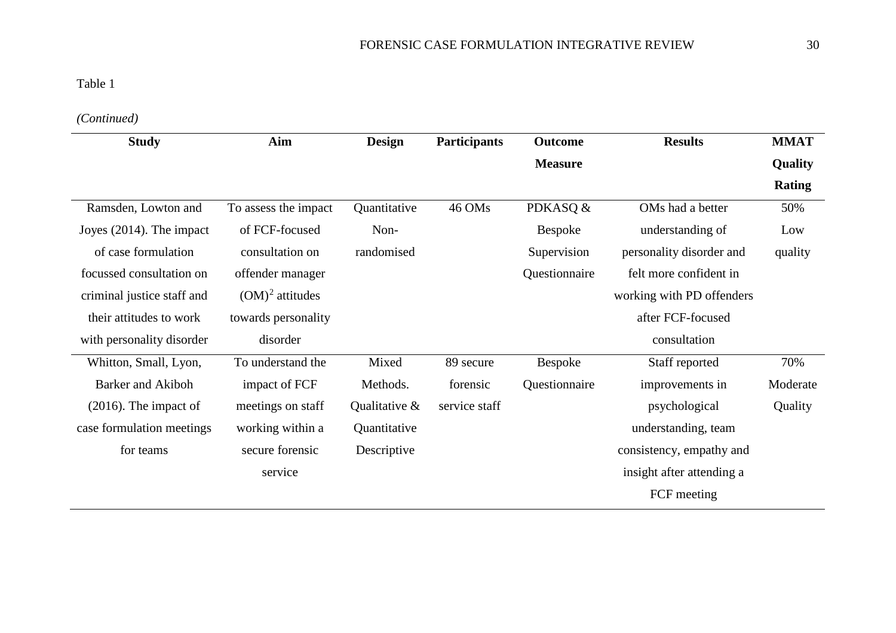Table 1

*(Continued)*

| Study | Aim | Design | Participants | Outcome Measure | Results | MMAT Quality Rating |
|---|---|---|---|---|---|---|
| Ramsden, Lowton and Joyes (2014). The impact of case formulation focussed consultation on criminal justice staff and their attitudes to work with personality disorder | To assess the impact of FCF-focused consultation on offender manager (OM)[2] attitudes towards personality disorder | Quantitative Non-randomised | 46 OMs | PDKASQ & Bespoke Supervision Questionnaire | OMs had a better understanding of personality disorder and felt more confident in working with PD offenders after FCF-focused consultation | 50% Low quality |
| Whitton, Small, Lyon, Barker and Akiboh (2016). The impact of case formulation meetings for teams | To understand the impact of FCF meetings on staff working within a secure forensic service | Mixed Methods. Qualitative & Quantitative Descriptive | 89 secure forensic service staff | Bespoke Questionnaire | Staff reported improvements in psychological understanding, team consistency, empathy and insight after attending a FCF meeting | 70% Moderate Quality |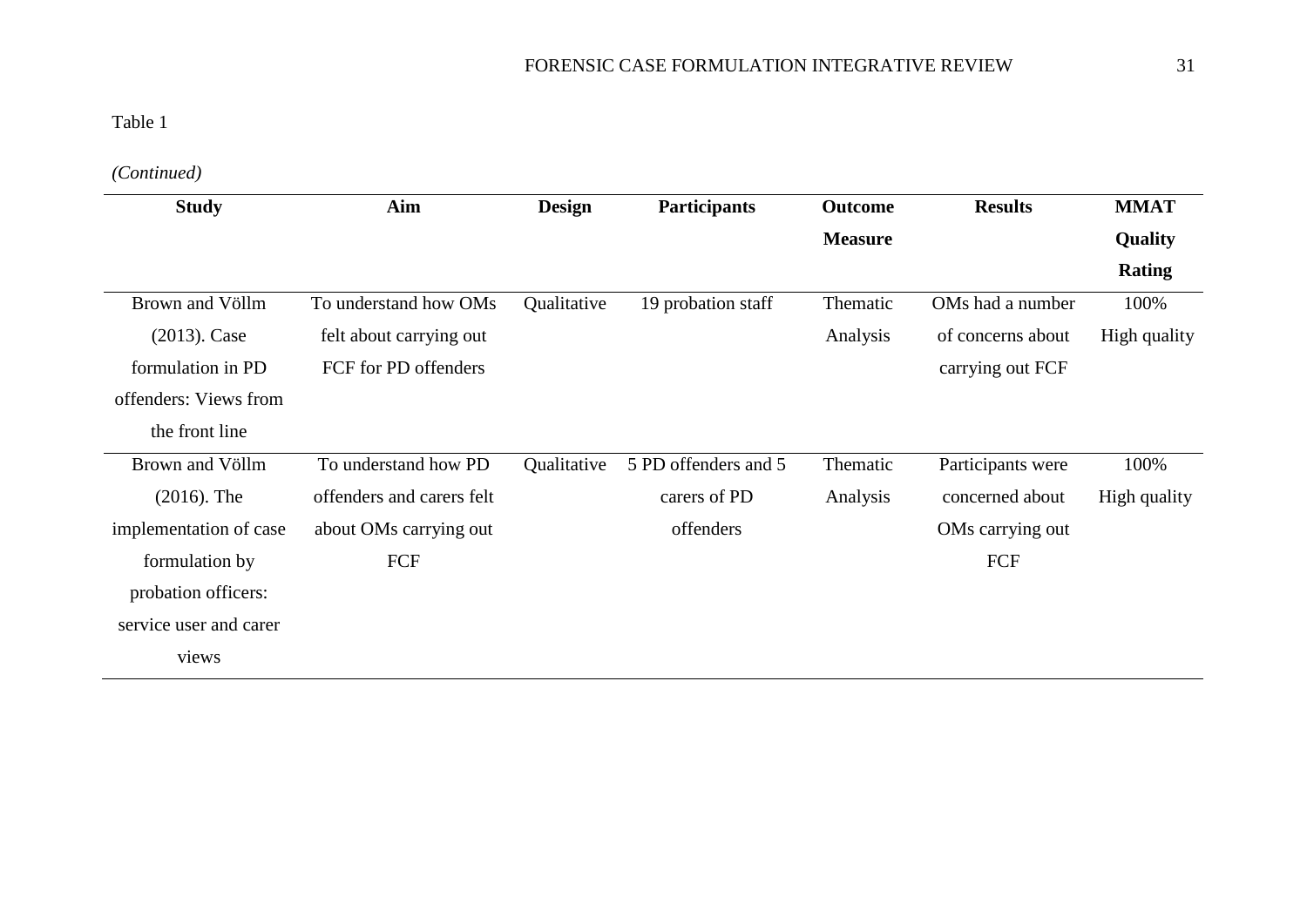Table 1

*(Continued)*

| Study | Aim | Design | Participants | Outcome Measure | Results | MMAT Quality Rating |
|---|---|---|---|---|---|---|
| Brown and Völlm (2013). Case formulation in PD offenders: Views from the front line | To understand how OMs felt about carrying out FCF for PD offenders | Qualitative | 19 probation staff | Thematic Analysis | OMs had a number of concerns about carrying out FCF | 100% High quality |
| Brown and Völlm (2016). The implementation of case formulation by probation officers: service user and carer views | To understand how PD offenders and carers felt about OMs carrying out FCF | Qualitative | 5 PD offenders and 5 carers of PD offenders | Thematic Analysis | Participants were concerned about OMs carrying out FCF | 100% High quality |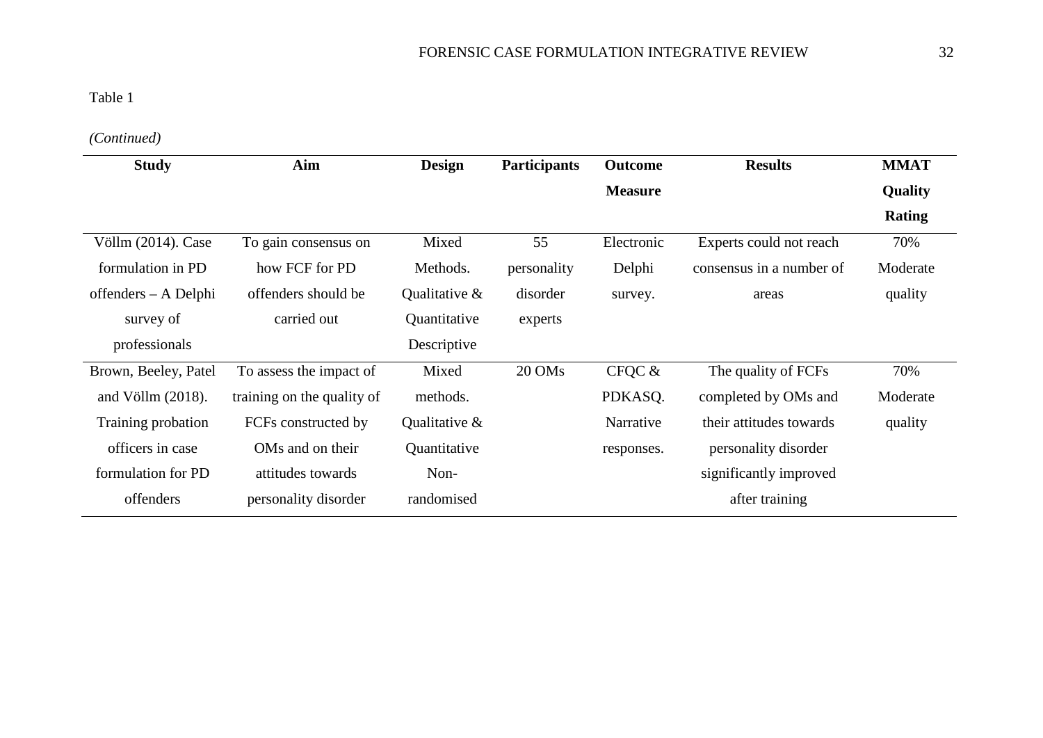Table 1

*(Continued)*

| Study | Aim | Design | Participants | Outcome Measure | Results | MMAT Quality Rating |
| --- | --- | --- | --- | --- | --- | --- |
| Völlm (2014). Case formulation in PD offenders – A Delphi survey of professionals | To gain consensus on how FCF for PD offenders should be carried out | Mixed Methods. Qualitative & Quantitative Descriptive | 55 personality disorder experts | Electronic Delphi survey. | Experts could not reach consensus in a number of areas | 70% Moderate quality |
| Brown, Beeley, Patel and Völlm (2018). Training probation officers in case formulation for PD offenders | To assess the impact of training on the quality of FCFs constructed by OMs and on their attitudes towards personality disorder | Mixed methods. Qualitative & Quantitative Non-randomised | 20 OMs | CFQC & PDKASQ. Narrative responses. | The quality of FCFs completed by OMs and their attitudes towards personality disorder significantly improved after training | 70% Moderate quality |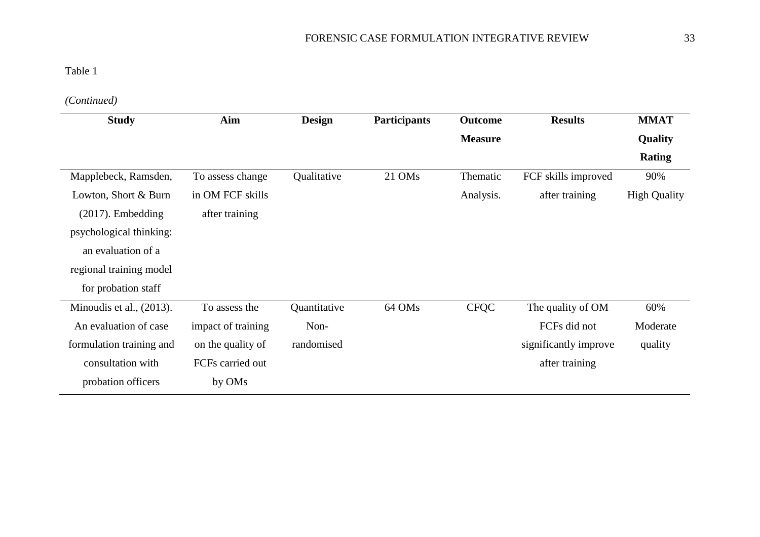Table 1

*(Continued)*

| Study | Aim | Design | Participants | Outcome Measure | Results | MMAT Quality Rating |
|---|---|---|---|---|---|---|
| Mapplebeck, Ramsden, Lowton, Short & Burn (2017). Embedding psychological thinking: an evaluation of a regional training model for probation staff | To assess change in OM FCF skills after training | Qualitative | 21 OMs | Thematic Analysis. | FCF skills improved after training | 90% High Quality |
| Minoudis et al., (2013). An evaluation of case formulation training and consultation with probation officers | To assess the impact of training on the quality of FCFs carried out by OMs | Quantitative Non-randomised | 64 OMs | CFQC | The quality of OM FCFs did not significantly improve after training | 60% Moderate quality |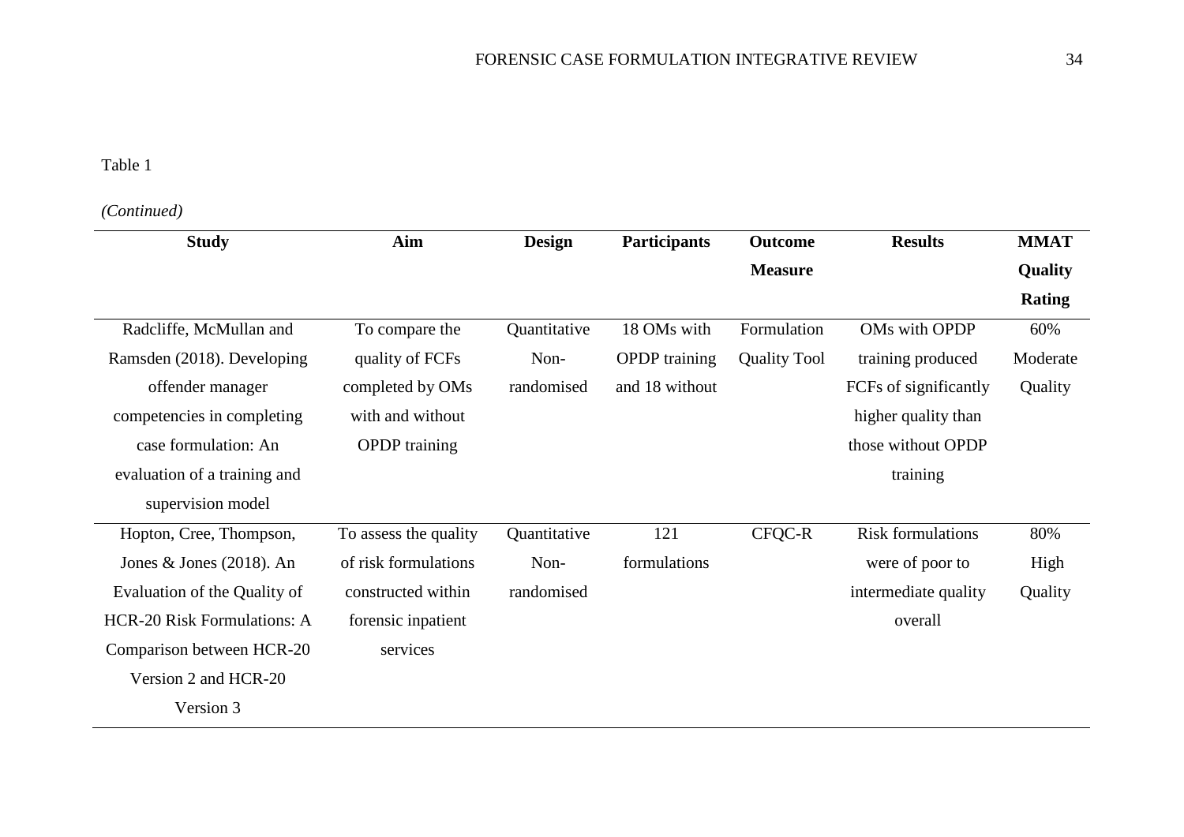Table 1

*(Continued)*

| Study | Aim | Design | Participants | Outcome Measure | Results | MMAT Quality Rating |
|---|---|---|---|---|---|---|
| Radcliffe, McMullan and Ramsden (2018). Developing offender manager competencies in completing case formulation: An evaluation of a training and supervision model | To compare the quality of FCFs completed by OMs with and without OPDP training | Quantitative Non-randomised | 18 OMs with OPDP training and 18 without | Formulation Quality Tool | OMs with OPDP training produced FCFs of significantly higher quality than those without OPDP training | 60% Moderate Quality |
| Hopton, Cree, Thompson, Jones & Jones (2018). An Evaluation of the Quality of HCR-20 Risk Formulations: A Comparison between HCR-20 Version 2 and HCR-20 Version 3 | To assess the quality of risk formulations constructed within forensic inpatient services | Quantitative Non-randomised | 121 formulations | CFQC-R | Risk formulations were of poor to intermediate quality overall | 80% High Quality |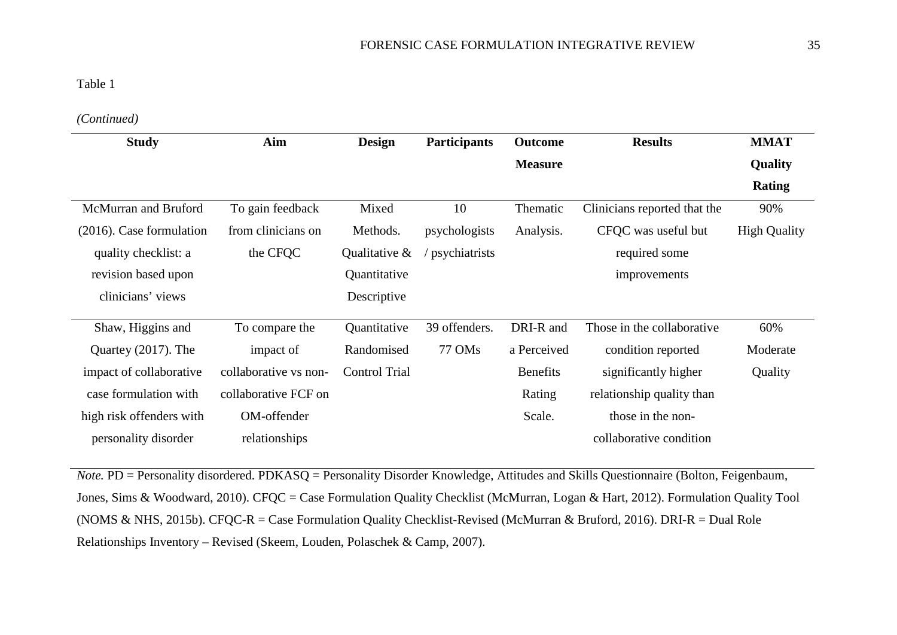Table 1

*(Continued)*

| Study | Aim | Design | Participants | Outcome Measure | Results | MMAT Quality Rating |
|---|---|---|---|---|---|---|
| McMurran and Bruford (2016). Case formulation quality checklist: a revision based upon clinicians' views | To gain feedback from clinicians on the CFQC | Mixed Methods. Qualitative & Quantitative Descriptive | 10 psychologists / psychiatrists | Thematic Analysis. | Clinicians reported that the CFQC was useful but required some improvements | 90% High Quality |
| Shaw, Higgins and Quartey (2017). The impact of collaborative case formulation with high risk offenders with personality disorder | To compare the impact of collaborative vs non-collaborative FCF on OM-offender relationships | Quantitative Randomised Control Trial | 39 offenders. 77 OMs | DRI-R and a Perceived Benefits Rating Scale. | Those in the collaborative condition reported significantly higher relationship quality than those in the non-collaborative condition | 60% Moderate Quality |

*Note.* PD = Personality disordered. PDKASQ = Personality Disorder Knowledge, Attitudes and Skills Questionnaire (Bolton, Feigenbaum, Jones, Sims & Woodward, 2010). CFQC = Case Formulation Quality Checklist (McMurran, Logan & Hart, 2012). Formulation Quality Tool (NOMS & NHS, 2015b). CFQC-R = Case Formulation Quality Checklist-Revised (McMurran & Bruford, 2016). DRI-R = Dual Role Relationships Inventory – Revised (Skeem, Louden, Polaschek & Camp, 2007).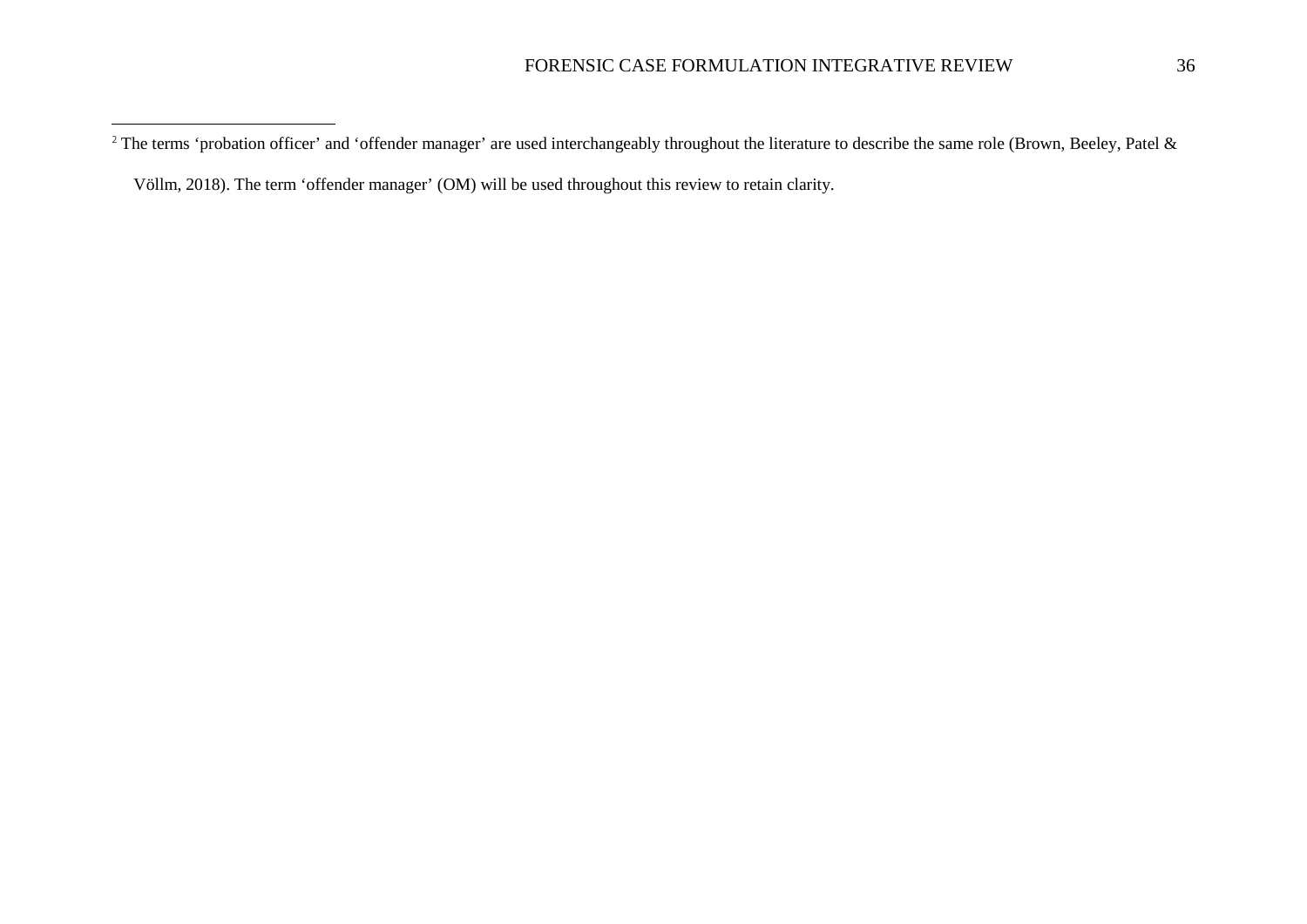[2] The terms ‘probation officer’ and ‘offender manager’ are used interchangeably throughout the literature to describe the same role (Brown, Beeley, Patel & Völlm, 2018). The term ‘offender manager’ (OM) will be used throughout this review to retain clarity.